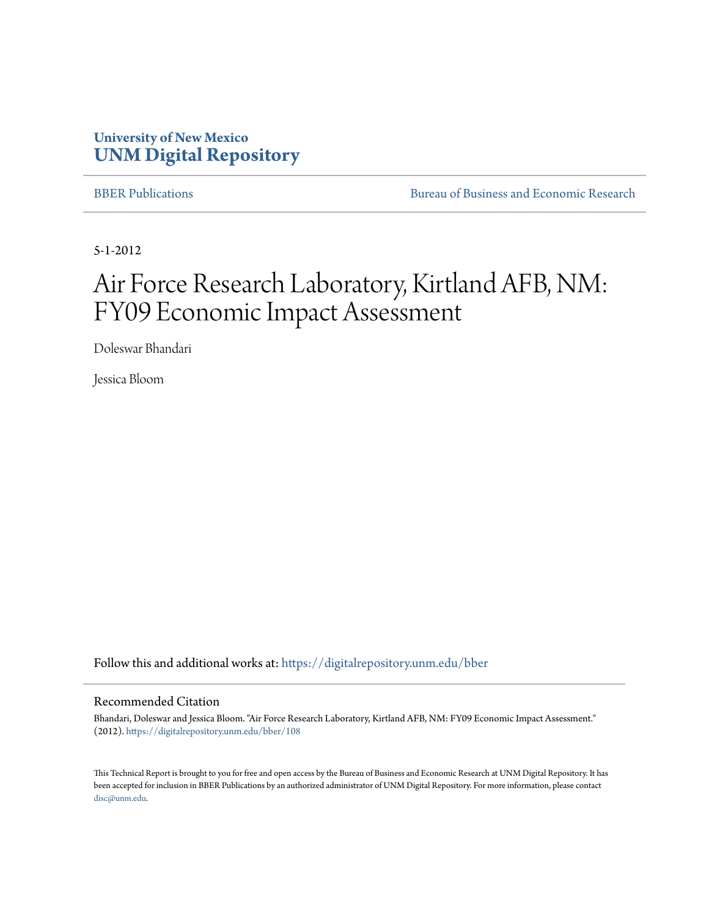University of New Mexico
**UNM Digital Repository**

BBER Publications | Bureau of Business and Economic Research

5-1-2012

# Air Force Research Laboratory, Kirtland AFB, NM: FY09 Economic Impact Assessment

Doleswar Bhandari

Jessica Bloom

Follow this and additional works at: https://digitalrepository.unm.edu/bber

## Recommended Citation

Bhandari, Doleswar and Jessica Bloom. "Air Force Research Laboratory, Kirtland AFB, NM: FY09 Economic Impact Assessment." (2012). https://digitalrepository.unm.edu/bber/108

This Technical Report is brought to you for free and open access by the Bureau of Business and Economic Research at UNM Digital Repository. It has been accepted for inclusion in BBER Publications by an authorized administrator of UNM Digital Repository. For more information, please contact disc@unm.edu.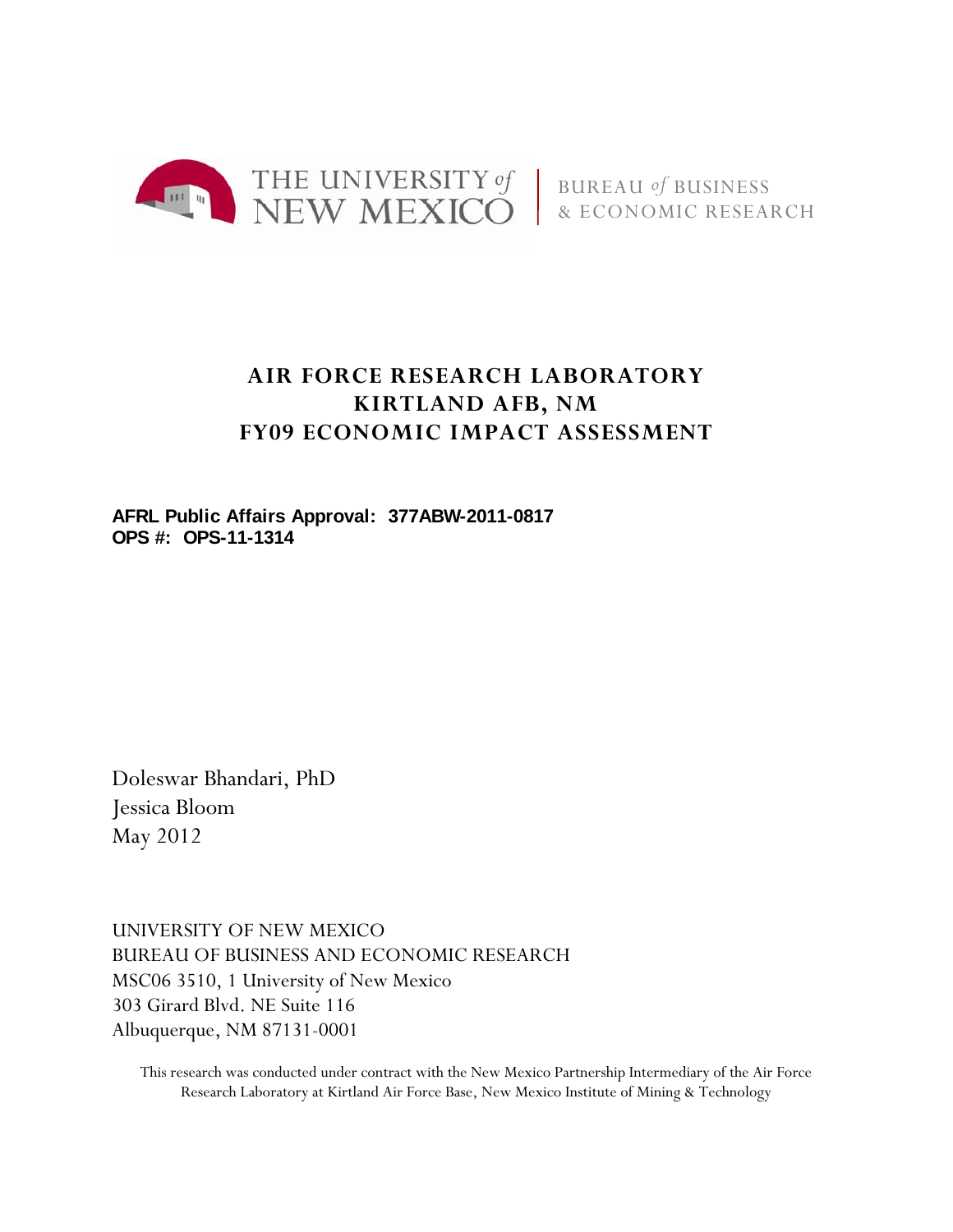THE UNIVERSITY of NEW MEXICO | BUREAU of BUSINESS & ECONOMIC RESEARCH

# AIR FORCE RESEARCH LABORATORY
# KIRTLAND AFB, NM
# FY09 ECONOMIC IMPACT ASSESSMENT

**AFRL Public Affairs Approval: 377ABW-2011-0817**
**OPS #: OPS-11-1314**

Doleswar Bhandari, PhD
Jessica Bloom
May 2012

UNIVERSITY OF NEW MEXICO
BUREAU OF BUSINESS AND ECONOMIC RESEARCH
MSC06 3510, 1 University of New Mexico
303 Girard Blvd. NE Suite 116
Albuquerque, NM 87131-0001

This research was conducted under contract with the New Mexico Partnership Intermediary of the Air Force Research Laboratory at Kirtland Air Force Base, New Mexico Institute of Mining & Technology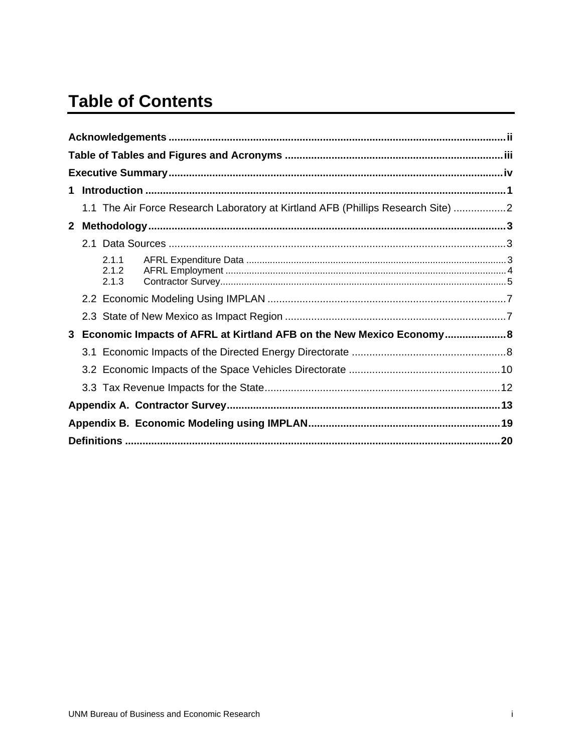# Table of Contents

**Acknowledgements** ....................................................................................................... **ii**

**Table of Tables and Figures and Acronyms** ......................................................................... **iii**

**Executive Summary** ..................................................................................................... **iv**

**1 Introduction** ........................................................................................................... **1**

1.1 The Air Force Research Laboratory at Kirtland AFB (Phillips Research Site) .................. 2

**2 Methodology** ........................................................................................................... **3**

2.1 Data Sources .............................................................................................................. 3

2.1.1 AFRL Expenditure Data .......................................................................................... 3

2.1.2 AFRL Employment ................................................................................................. 4

2.1.3 Contractor Survey................................................................................................... 5

2.2 Economic Modeling Using IMPLAN .................................................................................. 7

2.3 State of New Mexico as Impact Region ........................................................................... 7

**3 Economic Impacts of AFRL at Kirtland AFB on the New Mexico Economy** ..................... **8**

3.1 Economic Impacts of the Directed Energy Directorate ..................................................... 8

3.2 Economic Impacts of the Space Vehicles Directorate .................................................... 10

3.3 Tax Revenue Impacts for the State................................................................................ 12

**Appendix A. Contractor Survey** ......................................................................................... **13**

**Appendix B. Economic Modeling using IMPLAN** .................................................................. **19**

**Definitions** ................................................................................................................... **20**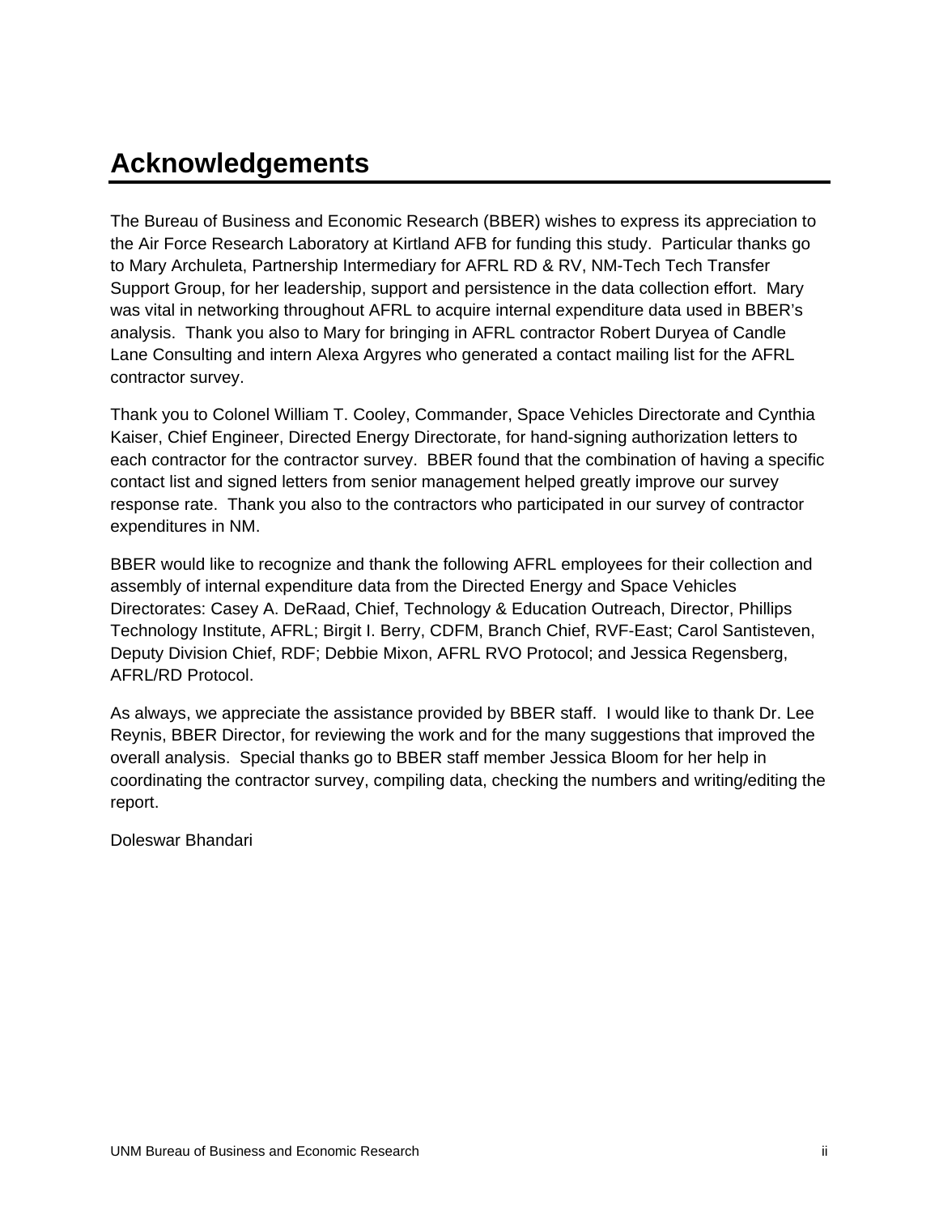# Acknowledgements

The Bureau of Business and Economic Research (BBER) wishes to express its appreciation to the Air Force Research Laboratory at Kirtland AFB for funding this study. Particular thanks go to Mary Archuleta, Partnership Intermediary for AFRL RD & RV, NM-Tech Tech Transfer Support Group, for her leadership, support and persistence in the data collection effort. Mary was vital in networking throughout AFRL to acquire internal expenditure data used in BBER's analysis. Thank you also to Mary for bringing in AFRL contractor Robert Duryea of Candle Lane Consulting and intern Alexa Argyres who generated a contact mailing list for the AFRL contractor survey.

Thank you to Colonel William T. Cooley, Commander, Space Vehicles Directorate and Cynthia Kaiser, Chief Engineer, Directed Energy Directorate, for hand-signing authorization letters to each contractor for the contractor survey. BBER found that the combination of having a specific contact list and signed letters from senior management helped greatly improve our survey response rate. Thank you also to the contractors who participated in our survey of contractor expenditures in NM.

BBER would like to recognize and thank the following AFRL employees for their collection and assembly of internal expenditure data from the Directed Energy and Space Vehicles Directorates: Casey A. DeRaad, Chief, Technology & Education Outreach, Director, Phillips Technology Institute, AFRL; Birgit I. Berry, CDFM, Branch Chief, RVF-East; Carol Santisteven, Deputy Division Chief, RDF; Debbie Mixon, AFRL RVO Protocol; and Jessica Regensberg, AFRL/RD Protocol.

As always, we appreciate the assistance provided by BBER staff. I would like to thank Dr. Lee Reynis, BBER Director, for reviewing the work and for the many suggestions that improved the overall analysis. Special thanks go to BBER staff member Jessica Bloom for her help in coordinating the contractor survey, compiling data, checking the numbers and writing/editing the report.

Doleswar Bhandari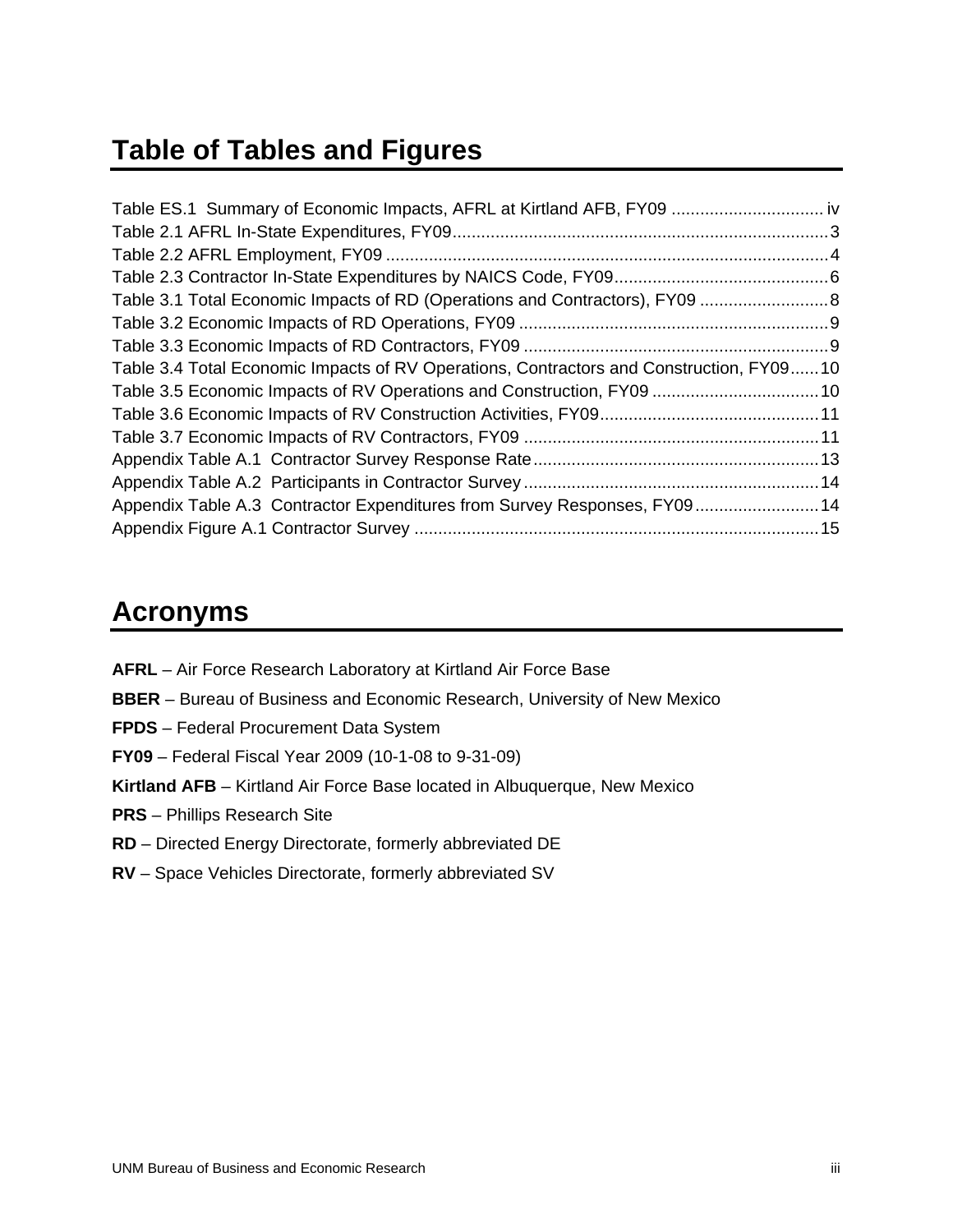# Table of Tables and Figures

Table ES.1 Summary of Economic Impacts, AFRL at Kirtland AFB, FY09 ................................ iv
Table 2.1 AFRL In-State Expenditures, FY09 .............................................................................. 3
Table 2.2 AFRL Employment, FY09 ............................................................................................ 4
Table 2.3 Contractor In-State Expenditures by NAICS Code, FY09 ............................................ 6
Table 3.1 Total Economic Impacts of RD (Operations and Contractors), FY09 ........................... 8
Table 3.2 Economic Impacts of RD Operations, FY09 ................................................................. 9
Table 3.3 Economic Impacts of RD Contractors, FY09 ................................................................ 9
Table 3.4 Total Economic Impacts of RV Operations, Contractors and Construction, FY09 ...... 10
Table 3.5 Economic Impacts of RV Operations and Construction, FY09 ................................... 10
Table 3.6 Economic Impacts of RV Construction Activities, FY09 ............................................. 11
Table 3.7 Economic Impacts of RV Contractors, FY09 ............................................................. 11
Appendix Table A.1 Contractor Survey Response Rate ............................................................ 13
Appendix Table A.2 Participants in Contractor Survey .............................................................. 14
Appendix Table A.3 Contractor Expenditures from Survey Responses, FY09 .......................... 14
Appendix Figure A.1 Contractor Survey ..................................................................................... 15

# Acronyms

**AFRL** – Air Force Research Laboratory at Kirtland Air Force Base

**BBER** – Bureau of Business and Economic Research, University of New Mexico

**FPDS** – Federal Procurement Data System

**FY09** – Federal Fiscal Year 2009 (10-1-08 to 9-31-09)

**Kirtland AFB** – Kirtland Air Force Base located in Albuquerque, New Mexico

**PRS** – Phillips Research Site

**RD** – Directed Energy Directorate, formerly abbreviated DE

**RV** – Space Vehicles Directorate, formerly abbreviated SV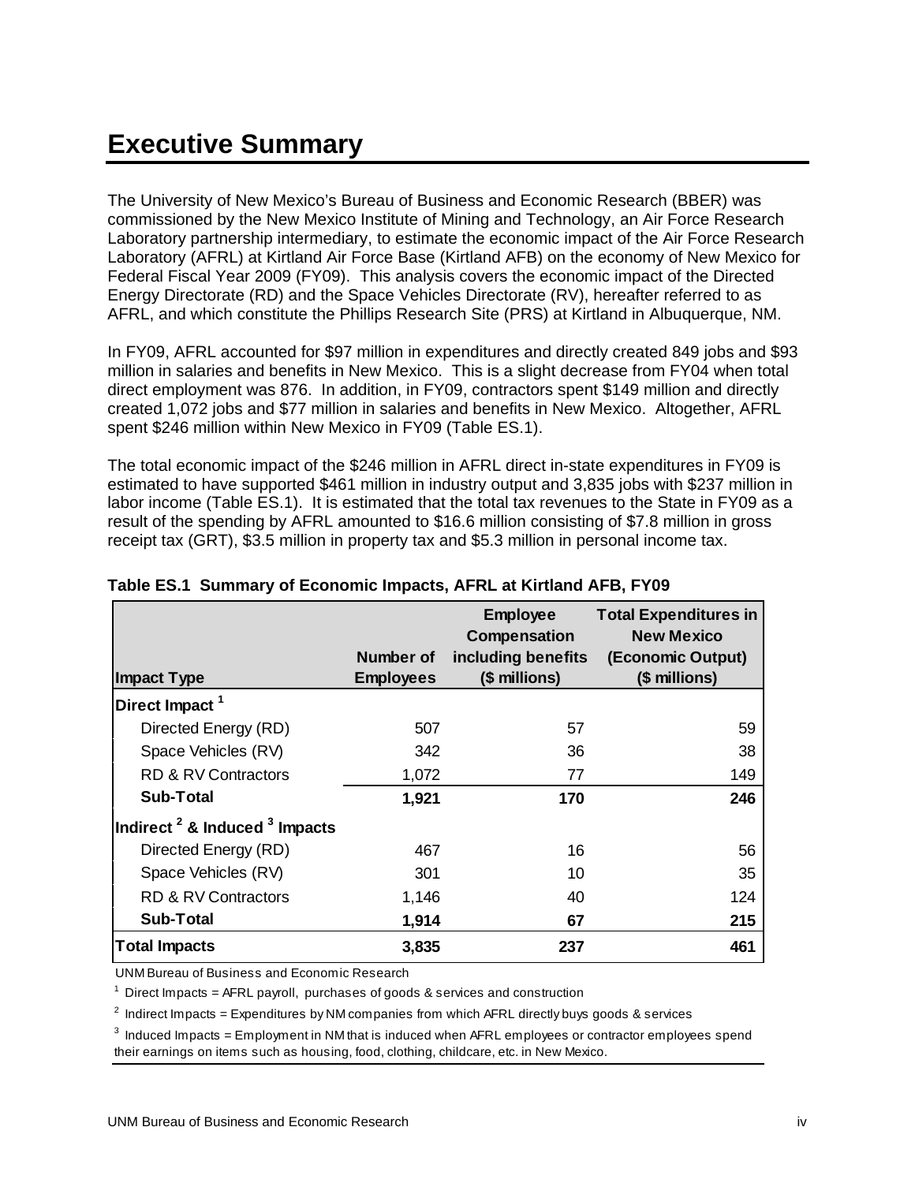# Executive Summary

The University of New Mexico's Bureau of Business and Economic Research (BBER) was commissioned by the New Mexico Institute of Mining and Technology, an Air Force Research Laboratory partnership intermediary, to estimate the economic impact of the Air Force Research Laboratory (AFRL) at Kirtland Air Force Base (Kirtland AFB) on the economy of New Mexico for Federal Fiscal Year 2009 (FY09). This analysis covers the economic impact of the Directed Energy Directorate (RD) and the Space Vehicles Directorate (RV), hereafter referred to as AFRL, and which constitute the Phillips Research Site (PRS) at Kirtland in Albuquerque, NM.

In FY09, AFRL accounted for $97 million in expenditures and directly created 849 jobs and $93 million in salaries and benefits in New Mexico. This is a slight decrease from FY04 when total direct employment was 876. In addition, in FY09, contractors spent $149 million and directly created 1,072 jobs and $77 million in salaries and benefits in New Mexico. Altogether, AFRL spent $246 million within New Mexico in FY09 (Table ES.1).

The total economic impact of the $246 million in AFRL direct in-state expenditures in FY09 is estimated to have supported $461 million in industry output and 3,835 jobs with $237 million in labor income (Table ES.1). It is estimated that the total tax revenues to the State in FY09 as a result of the spending by AFRL amounted to $16.6 million consisting of $7.8 million in gross receipt tax (GRT), $3.5 million in property tax and $5.3 million in personal income tax.

**Table ES.1 Summary of Economic Impacts, AFRL at Kirtland AFB, FY09**

| Impact Type | Number of Employees | Employee Compensation including benefits ($ millions) | Total Expenditures in New Mexico (Economic Output) ($ millions) |
|---|---|---|---|
| **Direct Impact [1]** | | | |
| Directed Energy (RD) | 507 | 57 | 59 |
| Space Vehicles (RV) | 342 | 36 | 38 |
| RD & RV Contractors | 1,072 | 77 | 149 |
| **Sub-Total** | **1,921** | **170** | **246** |
| **Indirect [2] & Induced [3] Impacts** | | | |
| Directed Energy (RD) | 467 | 16 | 56 |
| Space Vehicles (RV) | 301 | 10 | 35 |
| RD & RV Contractors | 1,146 | 40 | 124 |
| **Sub-Total** | **1,914** | **67** | **215** |
| **Total Impacts** | **3,835** | **237** | **461** |

UNM Bureau of Business and Economic Research

[1] Direct Impacts = AFRL payroll, purchases of goods & services and construction

[2] Indirect Impacts = Expenditures by NM companies from which AFRL directly buys goods & services

[3] Induced Impacts = Employment in NM that is induced when AFRL employees or contractor employees spend their earnings on items such as housing, food, clothing, childcare, etc. in New Mexico.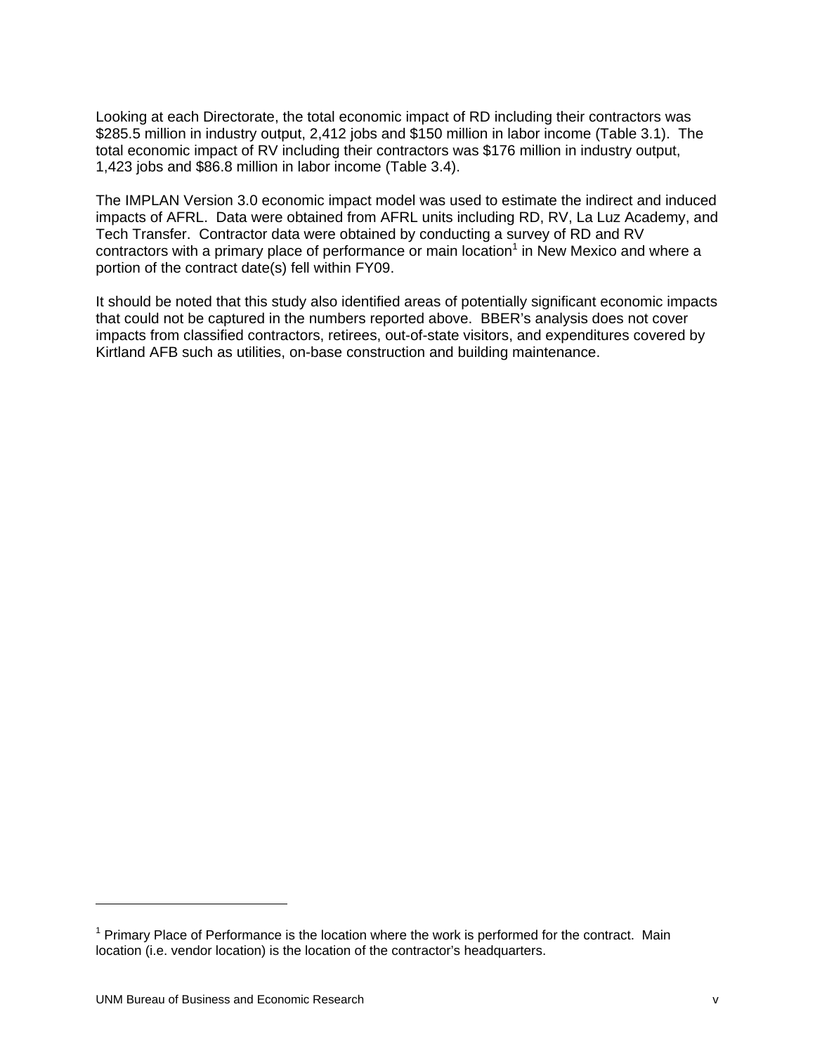Looking at each Directorate, the total economic impact of RD including their contractors was $285.5 million in industry output, 2,412 jobs and $150 million in labor income (Table 3.1). The total economic impact of RV including their contractors was $176 million in industry output, 1,423 jobs and $86.8 million in labor income (Table 3.4).

The IMPLAN Version 3.0 economic impact model was used to estimate the indirect and induced impacts of AFRL. Data were obtained from AFRL units including RD, RV, La Luz Academy, and Tech Transfer. Contractor data were obtained by conducting a survey of RD and RV contractors with a primary place of performance or main location[1] in New Mexico and where a portion of the contract date(s) fell within FY09.

It should be noted that this study also identified areas of potentially significant economic impacts that could not be captured in the numbers reported above. BBER's analysis does not cover impacts from classified contractors, retirees, out-of-state visitors, and expenditures covered by Kirtland AFB such as utilities, on-base construction and building maintenance.

---

[1] Primary Place of Performance is the location where the work is performed for the contract. Main location (i.e. vendor location) is the location of the contractor's headquarters.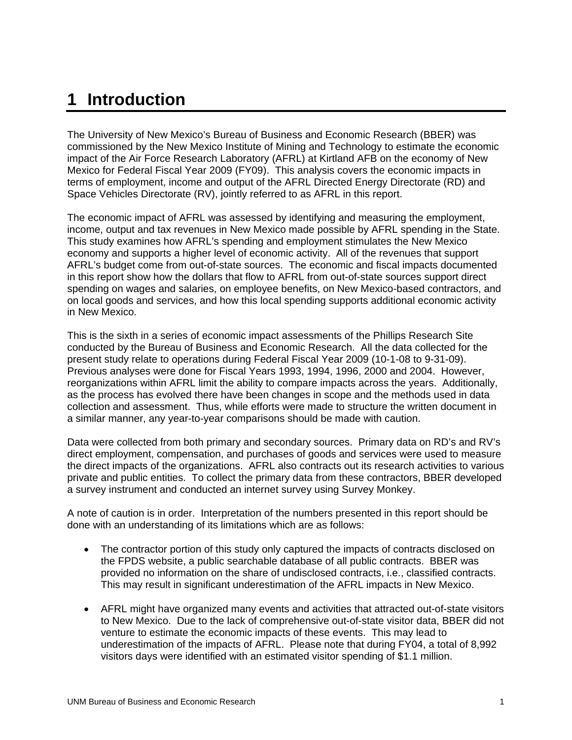# 1 Introduction

The University of New Mexico's Bureau of Business and Economic Research (BBER) was commissioned by the New Mexico Institute of Mining and Technology to estimate the economic impact of the Air Force Research Laboratory (AFRL) at Kirtland AFB on the economy of New Mexico for Federal Fiscal Year 2009 (FY09). This analysis covers the economic impacts in terms of employment, income and output of the AFRL Directed Energy Directorate (RD) and Space Vehicles Directorate (RV), jointly referred to as AFRL in this report.

The economic impact of AFRL was assessed by identifying and measuring the employment, income, output and tax revenues in New Mexico made possible by AFRL spending in the State. This study examines how AFRL's spending and employment stimulates the New Mexico economy and supports a higher level of economic activity. All of the revenues that support AFRL's budget come from out-of-state sources. The economic and fiscal impacts documented in this report show how the dollars that flow to AFRL from out-of-state sources support direct spending on wages and salaries, on employee benefits, on New Mexico-based contractors, and on local goods and services, and how this local spending supports additional economic activity in New Mexico.

This is the sixth in a series of economic impact assessments of the Phillips Research Site conducted by the Bureau of Business and Economic Research. All the data collected for the present study relate to operations during Federal Fiscal Year 2009 (10-1-08 to 9-31-09). Previous analyses were done for Fiscal Years 1993, 1994, 1996, 2000 and 2004. However, reorganizations within AFRL limit the ability to compare impacts across the years. Additionally, as the process has evolved there have been changes in scope and the methods used in data collection and assessment. Thus, while efforts were made to structure the written document in a similar manner, any year-to-year comparisons should be made with caution.

Data were collected from both primary and secondary sources. Primary data on RD's and RV's direct employment, compensation, and purchases of goods and services were used to measure the direct impacts of the organizations. AFRL also contracts out its research activities to various private and public entities. To collect the primary data from these contractors, BBER developed a survey instrument and conducted an internet survey using Survey Monkey.

A note of caution is in order. Interpretation of the numbers presented in this report should be done with an understanding of its limitations which are as follows:

- The contractor portion of this study only captured the impacts of contracts disclosed on the FPDS website, a public searchable database of all public contracts. BBER was provided no information on the share of undisclosed contracts, i.e., classified contracts. This may result in significant underestimation of the AFRL impacts in New Mexico.

- AFRL might have organized many events and activities that attracted out-of-state visitors to New Mexico. Due to the lack of comprehensive out-of-state visitor data, BBER did not venture to estimate the economic impacts of these events. This may lead to underestimation of the impacts of AFRL. Please note that during FY04, a total of 8,992 visitors days were identified with an estimated visitor spending of $1.1 million.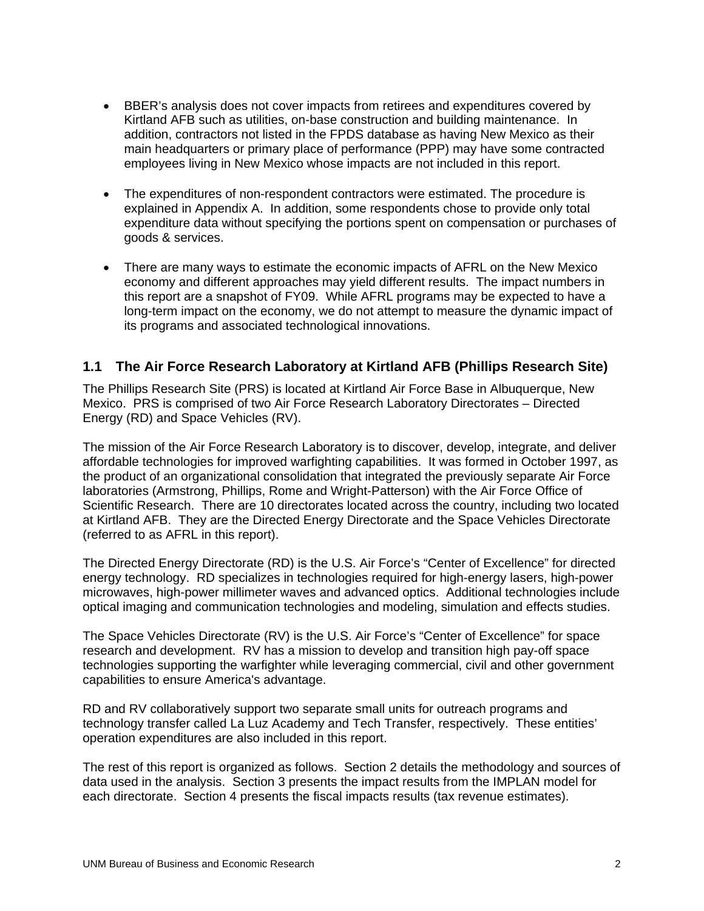- BBER's analysis does not cover impacts from retirees and expenditures covered by Kirtland AFB such as utilities, on-base construction and building maintenance. In addition, contractors not listed in the FPDS database as having New Mexico as their main headquarters or primary place of performance (PPP) may have some contracted employees living in New Mexico whose impacts are not included in this report.

- The expenditures of non-respondent contractors were estimated. The procedure is explained in Appendix A. In addition, some respondents chose to provide only total expenditure data without specifying the portions spent on compensation or purchases of goods & services.

- There are many ways to estimate the economic impacts of AFRL on the New Mexico economy and different approaches may yield different results. The impact numbers in this report are a snapshot of FY09. While AFRL programs may be expected to have a long-term impact on the economy, we do not attempt to measure the dynamic impact of its programs and associated technological innovations.

## 1.1 The Air Force Research Laboratory at Kirtland AFB (Phillips Research Site)

The Phillips Research Site (PRS) is located at Kirtland Air Force Base in Albuquerque, New Mexico. PRS is comprised of two Air Force Research Laboratory Directorates – Directed Energy (RD) and Space Vehicles (RV).

The mission of the Air Force Research Laboratory is to discover, develop, integrate, and deliver affordable technologies for improved warfighting capabilities. It was formed in October 1997, as the product of an organizational consolidation that integrated the previously separate Air Force laboratories (Armstrong, Phillips, Rome and Wright-Patterson) with the Air Force Office of Scientific Research. There are 10 directorates located across the country, including two located at Kirtland AFB. They are the Directed Energy Directorate and the Space Vehicles Directorate (referred to as AFRL in this report).

The Directed Energy Directorate (RD) is the U.S. Air Force's "Center of Excellence" for directed energy technology. RD specializes in technologies required for high-energy lasers, high-power microwaves, high-power millimeter waves and advanced optics. Additional technologies include optical imaging and communication technologies and modeling, simulation and effects studies.

The Space Vehicles Directorate (RV) is the U.S. Air Force's "Center of Excellence" for space research and development. RV has a mission to develop and transition high pay-off space technologies supporting the warfighter while leveraging commercial, civil and other government capabilities to ensure America's advantage.

RD and RV collaboratively support two separate small units for outreach programs and technology transfer called La Luz Academy and Tech Transfer, respectively. These entities' operation expenditures are also included in this report.

The rest of this report is organized as follows. Section 2 details the methodology and sources of data used in the analysis. Section 3 presents the impact results from the IMPLAN model for each directorate. Section 4 presents the fiscal impacts results (tax revenue estimates).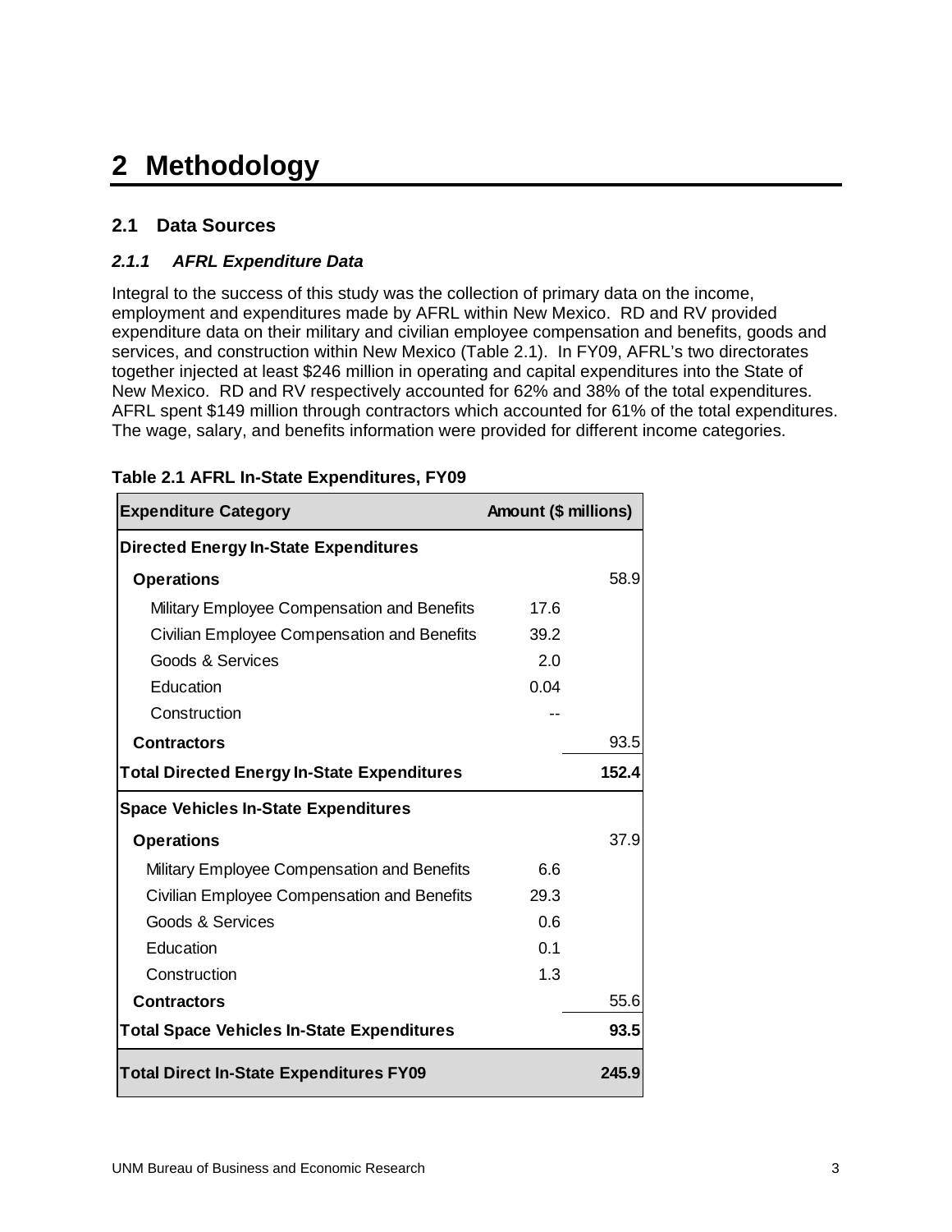# 2 Methodology

## 2.1 Data Sources

### *2.1.1 AFRL Expenditure Data*

Integral to the success of this study was the collection of primary data on the income, employment and expenditures made by AFRL within New Mexico. RD and RV provided expenditure data on their military and civilian employee compensation and benefits, goods and services, and construction within New Mexico (Table 2.1). In FY09, AFRL's two directorates together injected at least $246 million in operating and capital expenditures into the State of New Mexico. RD and RV respectively accounted for 62% and 38% of the total expenditures. AFRL spent $149 million through contractors which accounted for 61% of the total expenditures. The wage, salary, and benefits information were provided for different income categories.

**Table 2.1 AFRL In-State Expenditures, FY09**

| Expenditure Category | Amount ($ millions) | |
|---|---|---|
| **Directed Energy In-State Expenditures** | | |
| **Operations** | | 58.9 |
| Military Employee Compensation and Benefits | 17.6 | |
| Civilian Employee Compensation and Benefits | 39.2 | |
| Goods & Services | 2.0 | |
| Education | 0.04 | |
| Construction | -- | |
| **Contractors** | | 93.5 |
| **Total Directed Energy In-State Expenditures** | | **152.4** |
| **Space Vehicles In-State Expenditures** | | |
| **Operations** | | 37.9 |
| Military Employee Compensation and Benefits | 6.6 | |
| Civilian Employee Compensation and Benefits | 29.3 | |
| Goods & Services | 0.6 | |
| Education | 0.1 | |
| Construction | 1.3 | |
| **Contractors** | | 55.6 |
| **Total Space Vehicles In-State Expenditures** | | **93.5** |
| **Total Direct In-State Expenditures FY09** | | **245.9** |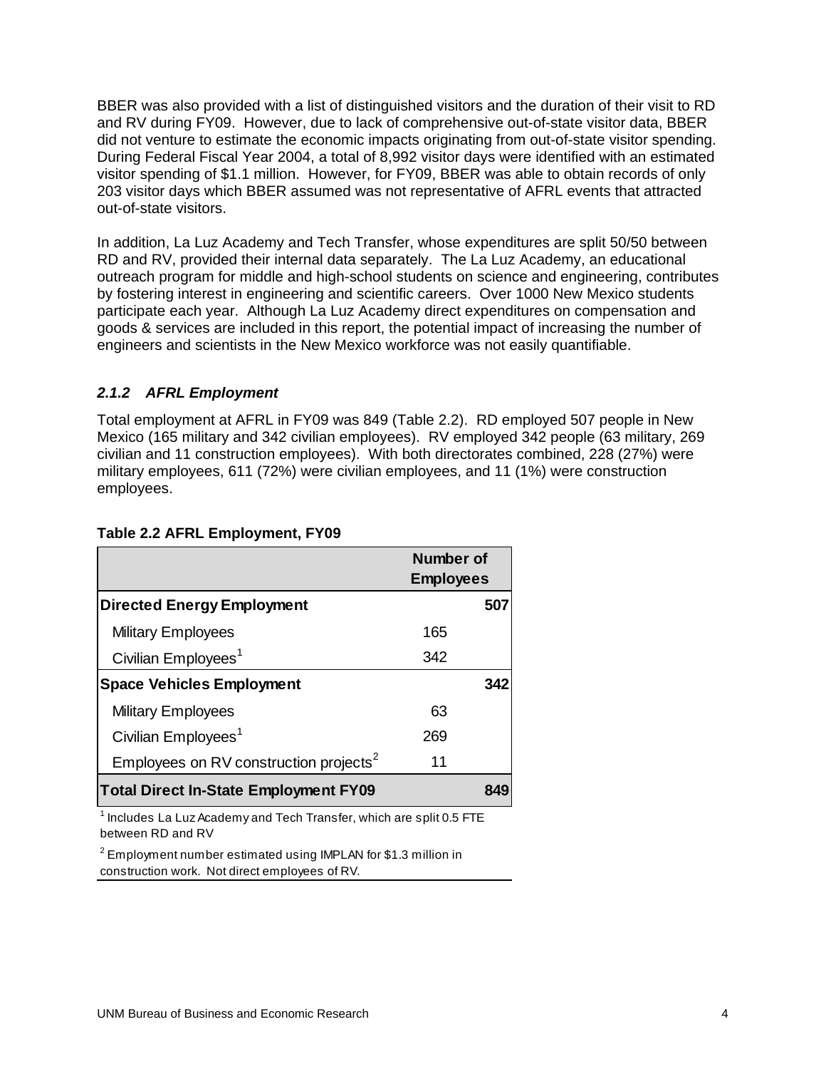BBER was also provided with a list of distinguished visitors and the duration of their visit to RD and RV during FY09. However, due to lack of comprehensive out-of-state visitor data, BBER did not venture to estimate the economic impacts originating from out-of-state visitor spending. During Federal Fiscal Year 2004, a total of 8,992 visitor days were identified with an estimated visitor spending of $1.1 million. However, for FY09, BBER was able to obtain records of only 203 visitor days which BBER assumed was not representative of AFRL events that attracted out-of-state visitors.

In addition, La Luz Academy and Tech Transfer, whose expenditures are split 50/50 between RD and RV, provided their internal data separately. The La Luz Academy, an educational outreach program for middle and high-school students on science and engineering, contributes by fostering interest in engineering and scientific careers. Over 1000 New Mexico students participate each year. Although La Luz Academy direct expenditures on compensation and goods & services are included in this report, the potential impact of increasing the number of engineers and scientists in the New Mexico workforce was not easily quantifiable.

### *2.1.2 AFRL Employment*

Total employment at AFRL in FY09 was 849 (Table 2.2). RD employed 507 people in New Mexico (165 military and 342 civilian employees). RV employed 342 people (63 military, 269 civilian and 11 construction employees). With both directorates combined, 228 (27%) were military employees, 611 (72%) were civilian employees, and 11 (1%) were construction employees.

**Table 2.2 AFRL Employment, FY09**

| | Number of Employees | |
|---|---|---|
| **Directed Energy Employment** | | **507** |
| Military Employees | 165 | |
| Civilian Employees[1] | 342 | |
| **Space Vehicles Employment** | | **342** |
| Military Employees | 63 | |
| Civilian Employees[1] | 269 | |
| Employees on RV construction projects[2] | 11 | |
| **Total Direct In-State Employment FY09** | | **849** |

[1] Includes La Luz Academy and Tech Transfer, which are split 0.5 FTE between RD and RV

[2] Employment number estimated using IMPLAN for $1.3 million in construction work. Not direct employees of RV.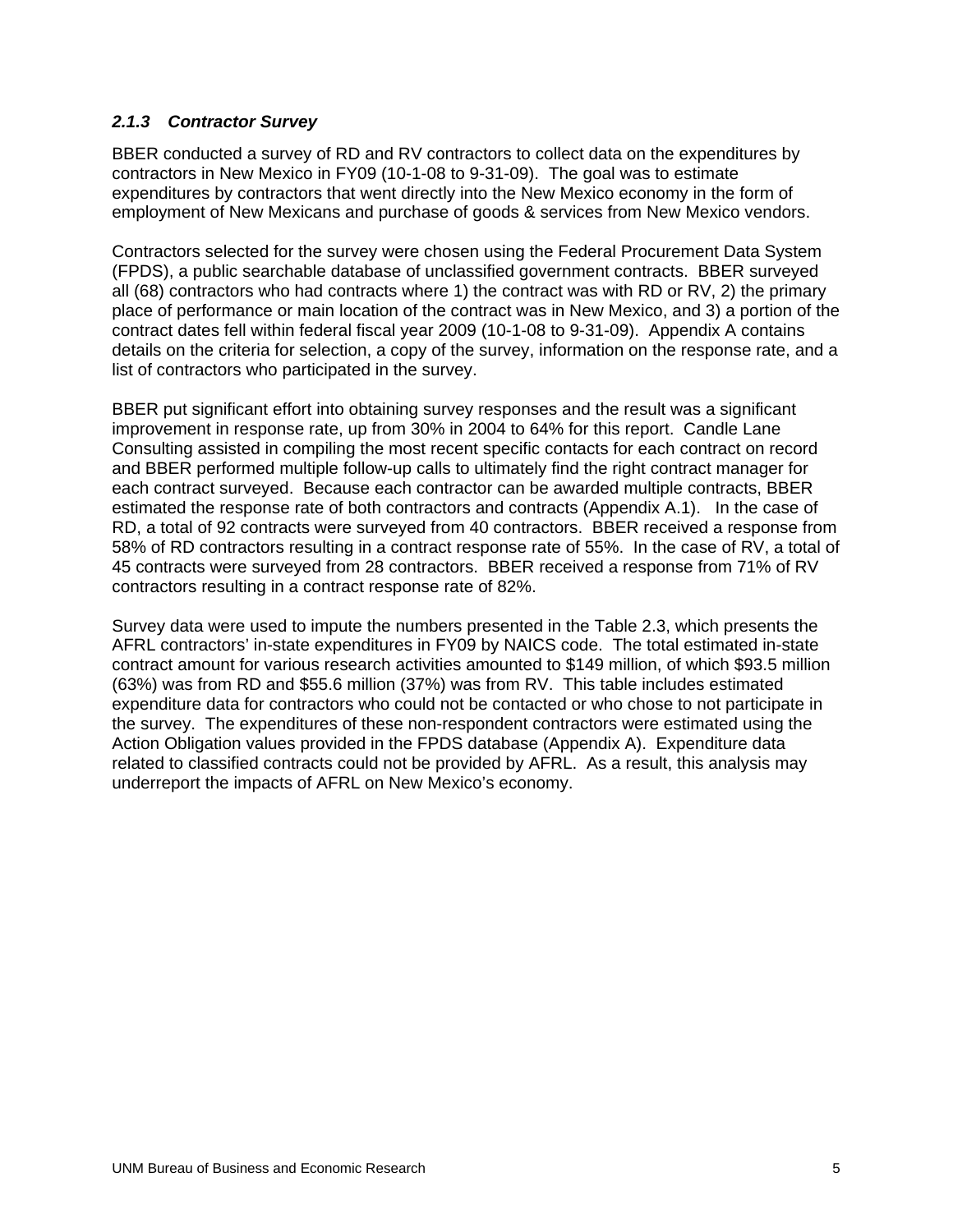### *2.1.3 Contractor Survey*

BBER conducted a survey of RD and RV contractors to collect data on the expenditures by contractors in New Mexico in FY09 (10-1-08 to 9-31-09). The goal was to estimate expenditures by contractors that went directly into the New Mexico economy in the form of employment of New Mexicans and purchase of goods & services from New Mexico vendors.

Contractors selected for the survey were chosen using the Federal Procurement Data System (FPDS), a public searchable database of unclassified government contracts. BBER surveyed all (68) contractors who had contracts where 1) the contract was with RD or RV, 2) the primary place of performance or main location of the contract was in New Mexico, and 3) a portion of the contract dates fell within federal fiscal year 2009 (10-1-08 to 9-31-09). Appendix A contains details on the criteria for selection, a copy of the survey, information on the response rate, and a list of contractors who participated in the survey.

BBER put significant effort into obtaining survey responses and the result was a significant improvement in response rate, up from 30% in 2004 to 64% for this report. Candle Lane Consulting assisted in compiling the most recent specific contacts for each contract on record and BBER performed multiple follow-up calls to ultimately find the right contract manager for each contract surveyed. Because each contractor can be awarded multiple contracts, BBER estimated the response rate of both contractors and contracts (Appendix A.1). In the case of RD, a total of 92 contracts were surveyed from 40 contractors. BBER received a response from 58% of RD contractors resulting in a contract response rate of 55%. In the case of RV, a total of 45 contracts were surveyed from 28 contractors. BBER received a response from 71% of RV contractors resulting in a contract response rate of 82%.

Survey data were used to impute the numbers presented in the Table 2.3, which presents the AFRL contractors' in-state expenditures in FY09 by NAICS code. The total estimated in-state contract amount for various research activities amounted to $149 million, of which $93.5 million (63%) was from RD and $55.6 million (37%) was from RV. This table includes estimated expenditure data for contractors who could not be contacted or who chose to not participate in the survey. The expenditures of these non-respondent contractors were estimated using the Action Obligation values provided in the FPDS database (Appendix A). Expenditure data related to classified contracts could not be provided by AFRL. As a result, this analysis may underreport the impacts of AFRL on New Mexico's economy.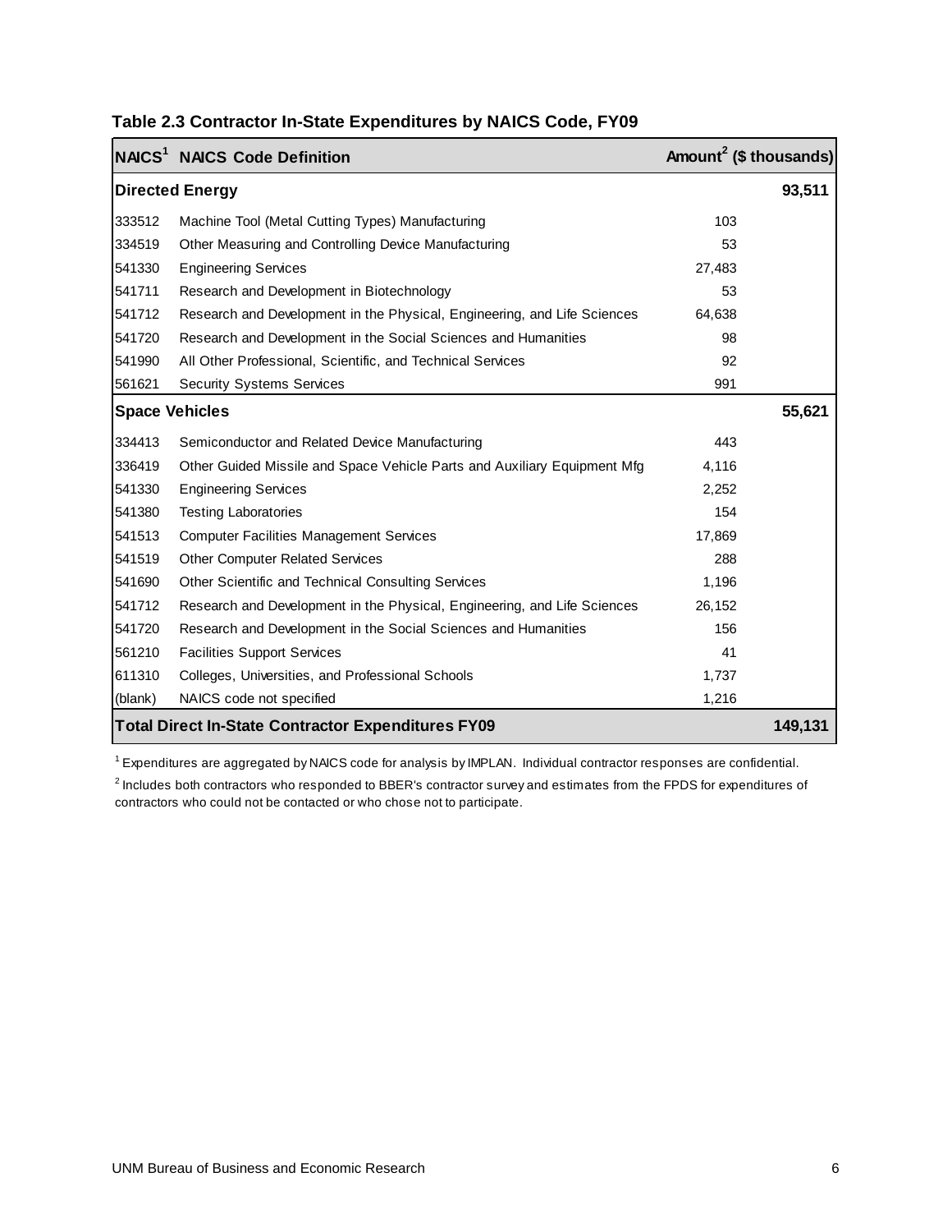**Table 2.3 Contractor In-State Expenditures by NAICS Code, FY09**

| NAICS[1] | NAICS Code Definition | Amount[2] ($ thousands) | |
|---|---|---|---|
| **Directed Energy** | | | **93,511** |
| 333512 | Machine Tool (Metal Cutting Types) Manufacturing | 103 | |
| 334519 | Other Measuring and Controlling Device Manufacturing | 53 | |
| 541330 | Engineering Services | 27,483 | |
| 541711 | Research and Development in Biotechnology | 53 | |
| 541712 | Research and Development in the Physical, Engineering, and Life Sciences | 64,638 | |
| 541720 | Research and Development in the Social Sciences and Humanities | 98 | |
| 541990 | All Other Professional, Scientific, and Technical Services | 92 | |
| 561621 | Security Systems Services | 991 | |
| **Space Vehicles** | | | **55,621** |
| 334413 | Semiconductor and Related Device Manufacturing | 443 | |
| 336419 | Other Guided Missile and Space Vehicle Parts and Auxiliary Equipment Mfg | 4,116 | |
| 541330 | Engineering Services | 2,252 | |
| 541380 | Testing Laboratories | 154 | |
| 541513 | Computer Facilities Management Services | 17,869 | |
| 541519 | Other Computer Related Services | 288 | |
| 541690 | Other Scientific and Technical Consulting Services | 1,196 | |
| 541712 | Research and Development in the Physical, Engineering, and Life Sciences | 26,152 | |
| 541720 | Research and Development in the Social Sciences and Humanities | 156 | |
| 561210 | Facilities Support Services | 41 | |
| 611310 | Colleges, Universities, and Professional Schools | 1,737 | |
| (blank) | NAICS code not specified | 1,216 | |
| **Total Direct In-State Contractor Expenditures FY09** | | | **149,131** |

[1] Expenditures are aggregated by NAICS code for analysis by IMPLAN. Individual contractor responses are confidential.

[2] Includes both contractors who responded to BBER's contractor survey and estimates from the FPDS for expenditures of contractors who could not be contacted or who chose not to participate.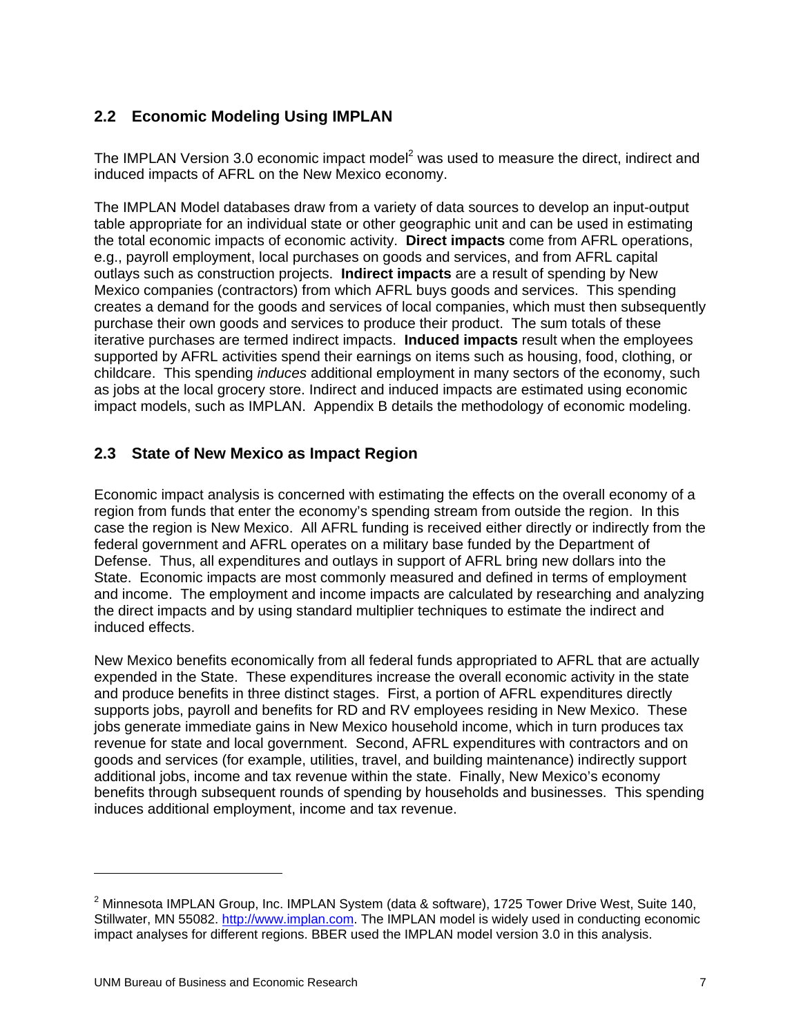## 2.2 Economic Modeling Using IMPLAN

The IMPLAN Version 3.0 economic impact model[2] was used to measure the direct, indirect and induced impacts of AFRL on the New Mexico economy.

The IMPLAN Model databases draw from a variety of data sources to develop an input-output table appropriate for an individual state or other geographic unit and can be used in estimating the total economic impacts of economic activity. **Direct impacts** come from AFRL operations, e.g., payroll employment, local purchases on goods and services, and from AFRL capital outlays such as construction projects. **Indirect impacts** are a result of spending by New Mexico companies (contractors) from which AFRL buys goods and services. This spending creates a demand for the goods and services of local companies, which must then subsequently purchase their own goods and services to produce their product. The sum totals of these iterative purchases are termed indirect impacts. **Induced impacts** result when the employees supported by AFRL activities spend their earnings on items such as housing, food, clothing, or childcare. This spending *induces* additional employment in many sectors of the economy, such as jobs at the local grocery store. Indirect and induced impacts are estimated using economic impact models, such as IMPLAN. Appendix B details the methodology of economic modeling.

## 2.3 State of New Mexico as Impact Region

Economic impact analysis is concerned with estimating the effects on the overall economy of a region from funds that enter the economy's spending stream from outside the region. In this case the region is New Mexico. All AFRL funding is received either directly or indirectly from the federal government and AFRL operates on a military base funded by the Department of Defense. Thus, all expenditures and outlays in support of AFRL bring new dollars into the State. Economic impacts are most commonly measured and defined in terms of employment and income. The employment and income impacts are calculated by researching and analyzing the direct impacts and by using standard multiplier techniques to estimate the indirect and induced effects.

New Mexico benefits economically from all federal funds appropriated to AFRL that are actually expended in the State. These expenditures increase the overall economic activity in the state and produce benefits in three distinct stages. First, a portion of AFRL expenditures directly supports jobs, payroll and benefits for RD and RV employees residing in New Mexico. These jobs generate immediate gains in New Mexico household income, which in turn produces tax revenue for state and local government. Second, AFRL expenditures with contractors and on goods and services (for example, utilities, travel, and building maintenance) indirectly support additional jobs, income and tax revenue within the state. Finally, New Mexico's economy benefits through subsequent rounds of spending by households and businesses. This spending induces additional employment, income and tax revenue.

---

[2] Minnesota IMPLAN Group, Inc. IMPLAN System (data & software), 1725 Tower Drive West, Suite 140, Stillwater, MN 55082. http://www.implan.com. The IMPLAN model is widely used in conducting economic impact analyses for different regions. BBER used the IMPLAN model version 3.0 in this analysis.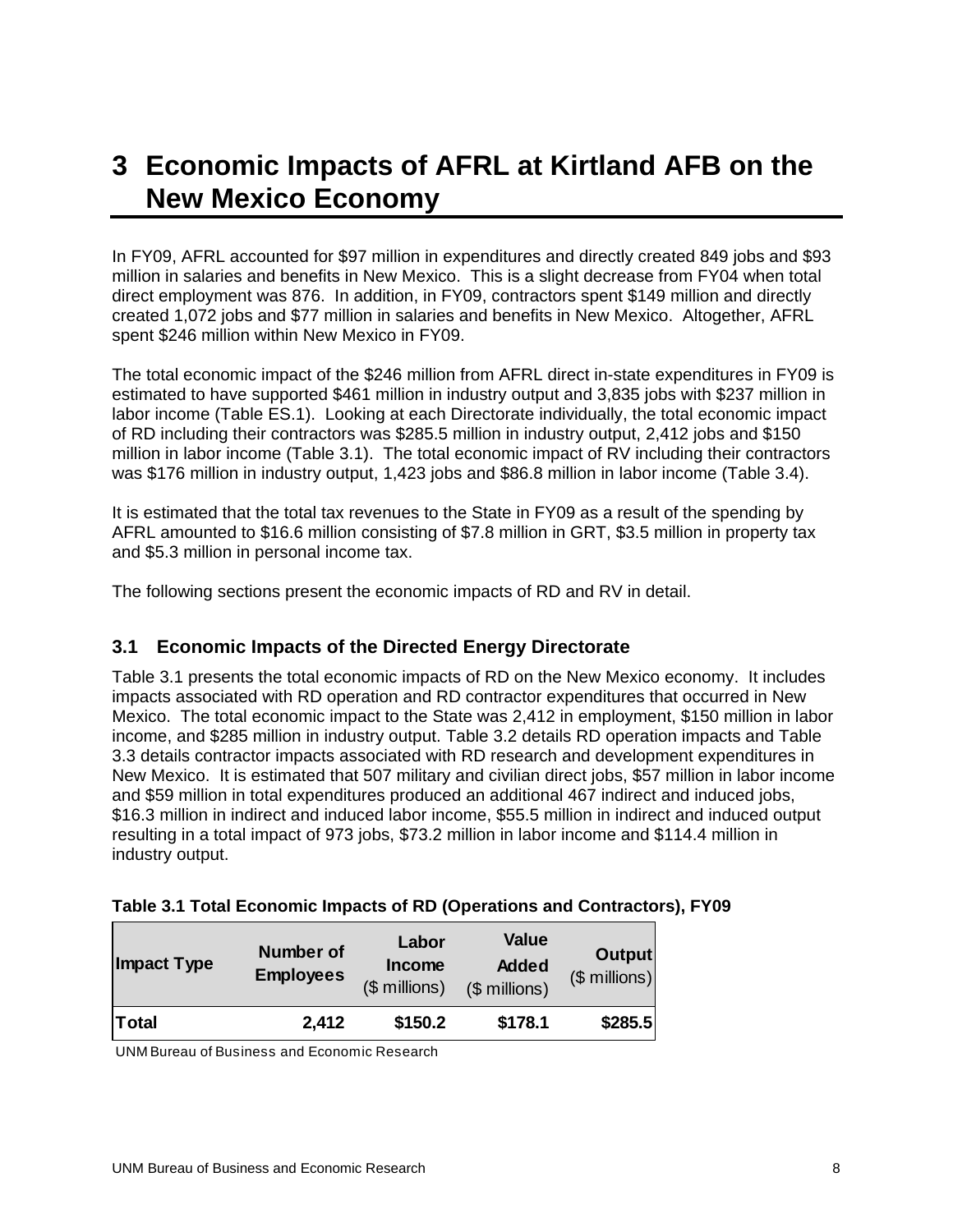# 3 Economic Impacts of AFRL at Kirtland AFB on the New Mexico Economy

In FY09, AFRL accounted for $97 million in expenditures and directly created 849 jobs and $93 million in salaries and benefits in New Mexico. This is a slight decrease from FY04 when total direct employment was 876. In addition, in FY09, contractors spent $149 million and directly created 1,072 jobs and $77 million in salaries and benefits in New Mexico. Altogether, AFRL spent $246 million within New Mexico in FY09.

The total economic impact of the $246 million from AFRL direct in-state expenditures in FY09 is estimated to have supported $461 million in industry output and 3,835 jobs with $237 million in labor income (Table ES.1). Looking at each Directorate individually, the total economic impact of RD including their contractors was $285.5 million in industry output, 2,412 jobs and $150 million in labor income (Table 3.1). The total economic impact of RV including their contractors was $176 million in industry output, 1,423 jobs and $86.8 million in labor income (Table 3.4).

It is estimated that the total tax revenues to the State in FY09 as a result of the spending by AFRL amounted to $16.6 million consisting of $7.8 million in GRT, $3.5 million in property tax and $5.3 million in personal income tax.

The following sections present the economic impacts of RD and RV in detail.

## 3.1 Economic Impacts of the Directed Energy Directorate

Table 3.1 presents the total economic impacts of RD on the New Mexico economy. It includes impacts associated with RD operation and RD contractor expenditures that occurred in New Mexico. The total economic impact to the State was 2,412 in employment, $150 million in labor income, and $285 million in industry output. Table 3.2 details RD operation impacts and Table 3.3 details contractor impacts associated with RD research and development expenditures in New Mexico. It is estimated that 507 military and civilian direct jobs, $57 million in labor income and $59 million in total expenditures produced an additional 467 indirect and induced jobs, $16.3 million in indirect and induced labor income, $55.5 million in indirect and induced output resulting in a total impact of 973 jobs, $73.2 million in labor income and $114.4 million in industry output.

**Table 3.1 Total Economic Impacts of RD (Operations and Contractors), FY09**

| Impact Type | Number of Employees | Labor Income ($ millions) | Value Added ($ millions) | Output ($ millions) |
|---|---|---|---|---|
| **Total** | **2,412** | **$150.2** | **$178.1** | **$285.5** |

UNM Bureau of Business and Economic Research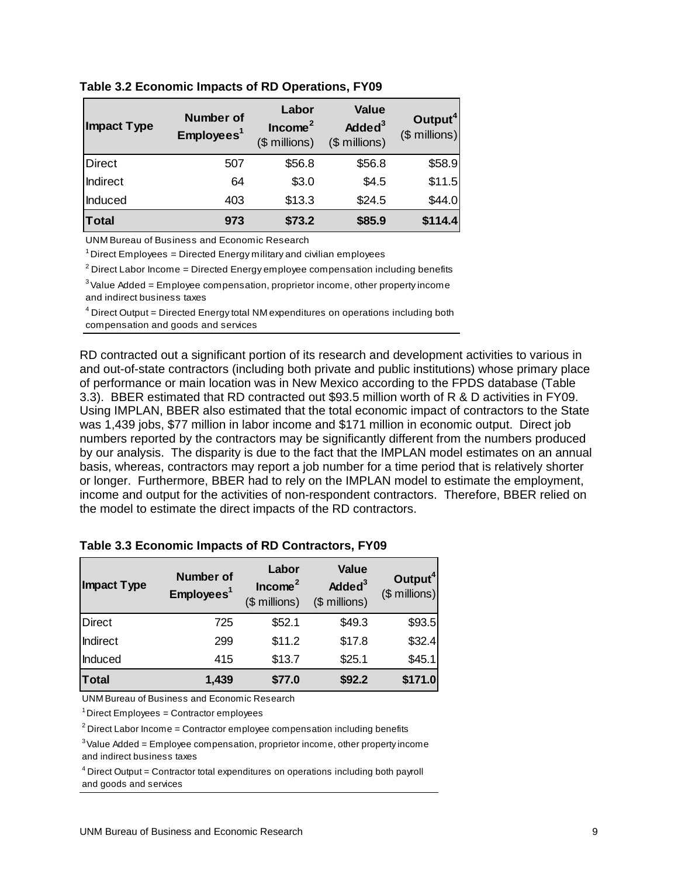**Table 3.2 Economic Impacts of RD Operations, FY09**

| Impact Type | Number of Employees[1] | Labor Income[2] ($ millions) | Value Added[3] ($ millions) | Output[4] ($ millions) |
|---|---|---|---|---|
| Direct | 507 | $56.8 | $56.8 | $58.9 |
| Indirect | 64 | $3.0 | $4.5 | $11.5 |
| Induced | 403 | $13.3 | $24.5 | $44.0 |
| **Total** | **973** | **$73.2** | **$85.9** | **$114.4** |

UNM Bureau of Business and Economic Research

[1] Direct Employees = Directed Energy military and civilian employees

[2] Direct Labor Income = Directed Energy employee compensation including benefits

[3] Value Added = Employee compensation, proprietor income, other property income and indirect business taxes

[4] Direct Output = Directed Energy total NM expenditures on operations including both compensation and goods and services

RD contracted out a significant portion of its research and development activities to various in and out-of-state contractors (including both private and public institutions) whose primary place of performance or main location was in New Mexico according to the FPDS database (Table 3.3). BBER estimated that RD contracted out $93.5 million worth of R & D activities in FY09. Using IMPLAN, BBER also estimated that the total economic impact of contractors to the State was 1,439 jobs, $77 million in labor income and $171 million in economic output. Direct job numbers reported by the contractors may be significantly different from the numbers produced by our analysis. The disparity is due to the fact that the IMPLAN model estimates on an annual basis, whereas, contractors may report a job number for a time period that is relatively shorter or longer. Furthermore, BBER had to rely on the IMPLAN model to estimate the employment, income and output for the activities of non-respondent contractors. Therefore, BBER relied on the model to estimate the direct impacts of the RD contractors.

**Table 3.3 Economic Impacts of RD Contractors, FY09**

| Impact Type | Number of Employees[1] | Labor Income[2] ($ millions) | Value Added[3] ($ millions) | Output[4] ($ millions) |
|---|---|---|---|---|
| Direct | 725 | $52.1 | $49.3 | $93.5 |
| Indirect | 299 | $11.2 | $17.8 | $32.4 |
| Induced | 415 | $13.7 | $25.1 | $45.1 |
| **Total** | **1,439** | **$77.0** | **$92.2** | **$171.0** |

UNM Bureau of Business and Economic Research

[1] Direct Employees = Contractor employees

[2] Direct Labor Income = Contractor employee compensation including benefits

[3] Value Added = Employee compensation, proprietor income, other property income and indirect business taxes

[4] Direct Output = Contractor total expenditures on operations including both payroll and goods and services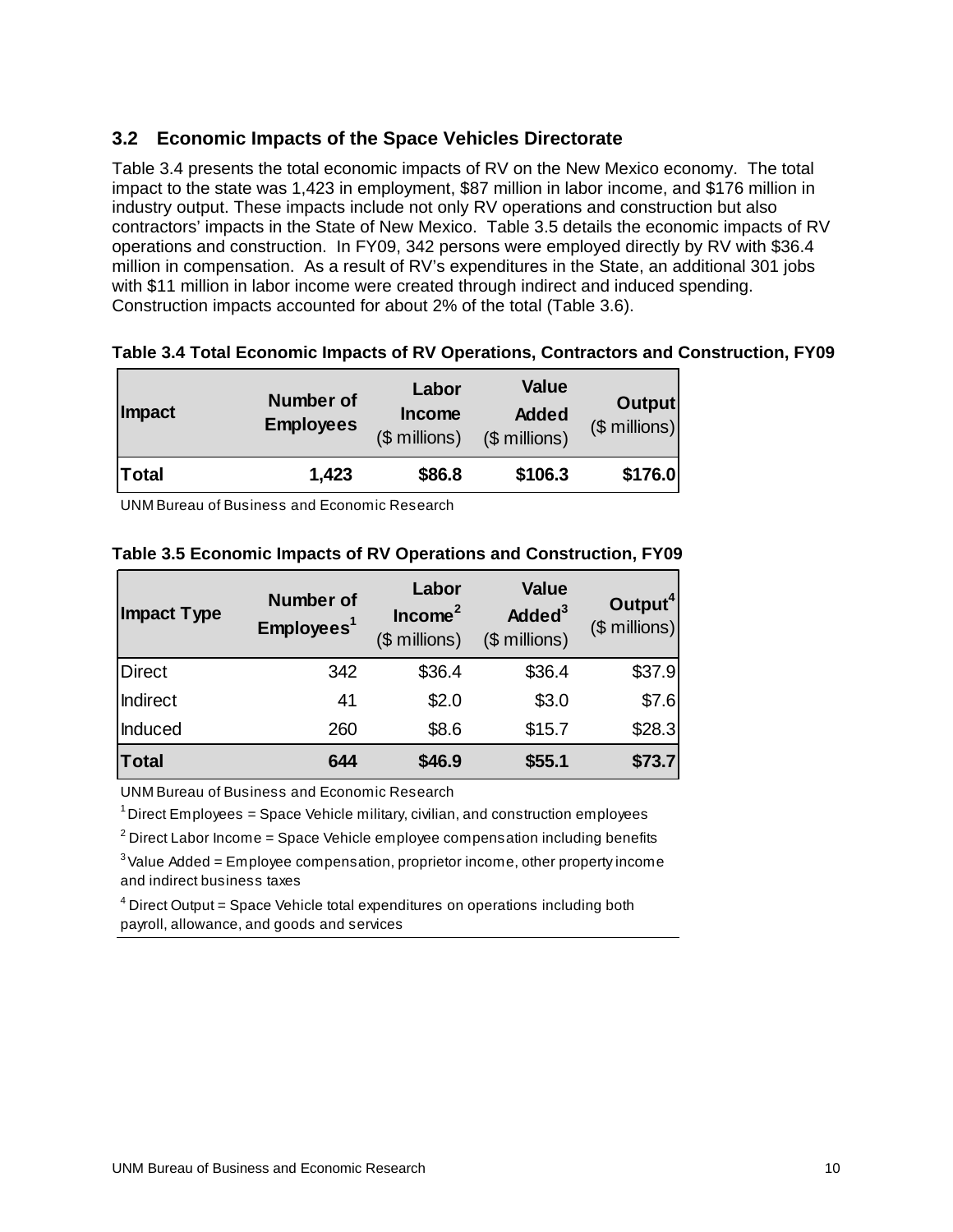## 3.2 Economic Impacts of the Space Vehicles Directorate

Table 3.4 presents the total economic impacts of RV on the New Mexico economy. The total impact to the state was 1,423 in employment, $87 million in labor income, and $176 million in industry output. These impacts include not only RV operations and construction but also contractors' impacts in the State of New Mexico. Table 3.5 details the economic impacts of RV operations and construction. In FY09, 342 persons were employed directly by RV with $36.4 million in compensation. As a result of RV's expenditures in the State, an additional 301 jobs with $11 million in labor income were created through indirect and induced spending. Construction impacts accounted for about 2% of the total (Table 3.6).

**Table 3.4 Total Economic Impacts of RV Operations, Contractors and Construction, FY09**

| Impact | Number of Employees | Labor Income ($ millions) | Value Added ($ millions) | Output ($ millions) |
|---|---|---|---|---|
| **Total** | **1,423** | **$86.8** | **$106.3** | **$176.0** |

UNM Bureau of Business and Economic Research

**Table 3.5 Economic Impacts of RV Operations and Construction, FY09**

| Impact Type | Number of Employees[1] | Labor Income[2] ($ millions) | Value Added[3] ($ millions) | Output[4] ($ millions) |
|---|---|---|---|---|
| Direct | 342 | $36.4 | $36.4 | $37.9 |
| Indirect | 41 | $2.0 | $3.0 | $7.6 |
| Induced | 260 | $8.6 | $15.7 | $28.3 |
| **Total** | **644** | **$46.9** | **$55.1** | **$73.7** |

UNM Bureau of Business and Economic Research

[1] Direct Employees = Space Vehicle military, civilian, and construction employees

[2] Direct Labor Income = Space Vehicle employee compensation including benefits

[3] Value Added = Employee compensation, proprietor income, other property income and indirect business taxes

[4] Direct Output = Space Vehicle total expenditures on operations including both payroll, allowance, and goods and services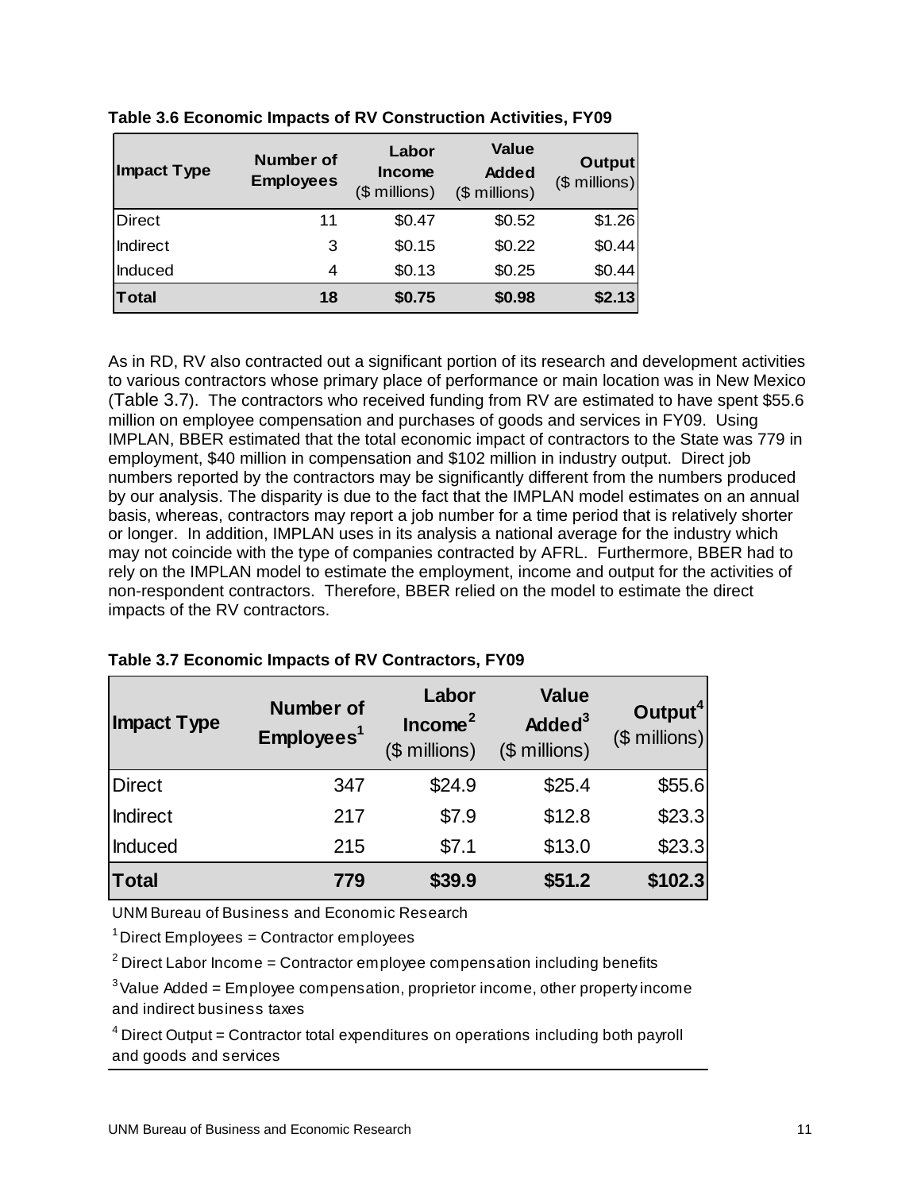**Table 3.6 Economic Impacts of RV Construction Activities, FY09**

| Impact Type | Number of Employees | Labor Income ($ millions) | Value Added ($ millions) | Output ($ millions) |
|---|---|---|---|---|
| Direct | 11 | $0.47 | $0.52 | $1.26 |
| Indirect | 3 | $0.15 | $0.22 | $0.44 |
| Induced | 4 | $0.13 | $0.25 | $0.44 |
| **Total** | **18** | **$0.75** | **$0.98** | **$2.13** |

As in RD, RV also contracted out a significant portion of its research and development activities to various contractors whose primary place of performance or main location was in New Mexico (Table 3.7). The contractors who received funding from RV are estimated to have spent $55.6 million on employee compensation and purchases of goods and services in FY09. Using IMPLAN, BBER estimated that the total economic impact of contractors to the State was 779 in employment, $40 million in compensation and $102 million in industry output. Direct job numbers reported by the contractors may be significantly different from the numbers produced by our analysis. The disparity is due to the fact that the IMPLAN model estimates on an annual basis, whereas, contractors may report a job number for a time period that is relatively shorter or longer. In addition, IMPLAN uses in its analysis a national average for the industry which may not coincide with the type of companies contracted by AFRL. Furthermore, BBER had to rely on the IMPLAN model to estimate the employment, income and output for the activities of non-respondent contractors. Therefore, BBER relied on the model to estimate the direct impacts of the RV contractors.

**Table 3.7 Economic Impacts of RV Contractors, FY09**

| Impact Type | Number of Employees[1] | Labor Income[2] ($ millions) | Value Added[3] ($ millions) | Output[4] ($ millions) |
|---|---|---|---|---|
| Direct | 347 | $24.9 | $25.4 | $55.6 |
| Indirect | 217 | $7.9 | $12.8 | $23.3 |
| Induced | 215 | $7.1 | $13.0 | $23.3 |
| **Total** | **779** | **$39.9** | **$51.2** | **$102.3** |

UNM Bureau of Business and Economic Research

[1] Direct Employees = Contractor employees

[2] Direct Labor Income = Contractor employee compensation including benefits

[3] Value Added = Employee compensation, proprietor income, other property income and indirect business taxes

[4] Direct Output = Contractor total expenditures on operations including both payroll and goods and services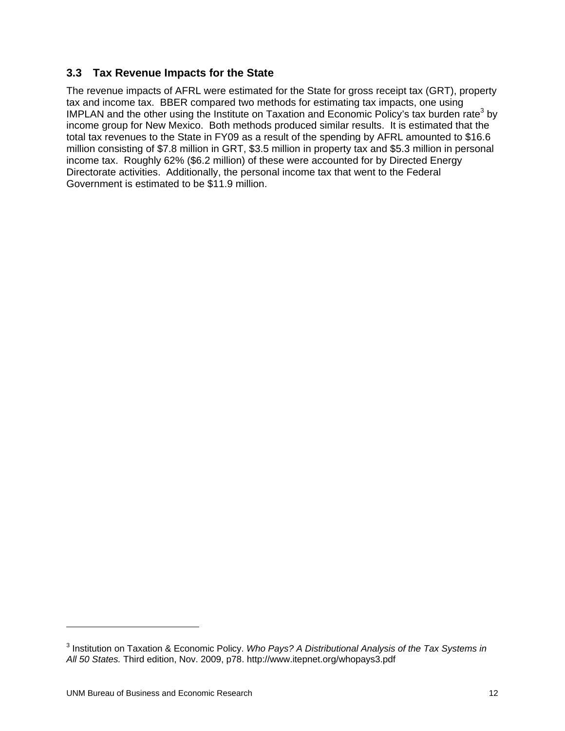### 3.3 Tax Revenue Impacts for the State

The revenue impacts of AFRL were estimated for the State for gross receipt tax (GRT), property tax and income tax. BBER compared two methods for estimating tax impacts, one using IMPLAN and the other using the Institute on Taxation and Economic Policy's tax burden rate[3] by income group for New Mexico. Both methods produced similar results. It is estimated that the total tax revenues to the State in FY09 as a result of the spending by AFRL amounted to $16.6 million consisting of $7.8 million in GRT, $3.5 million in property tax and $5.3 million in personal income tax. Roughly 62% ($6.2 million) of these were accounted for by Directed Energy Directorate activities. Additionally, the personal income tax that went to the Federal Government is estimated to be $11.9 million.

---

[3] Institution on Taxation & Economic Policy. *Who Pays? A Distributional Analysis of the Tax Systems in All 50 States.* Third edition, Nov. 2009, p78. http://www.itepnet.org/whopays3.pdf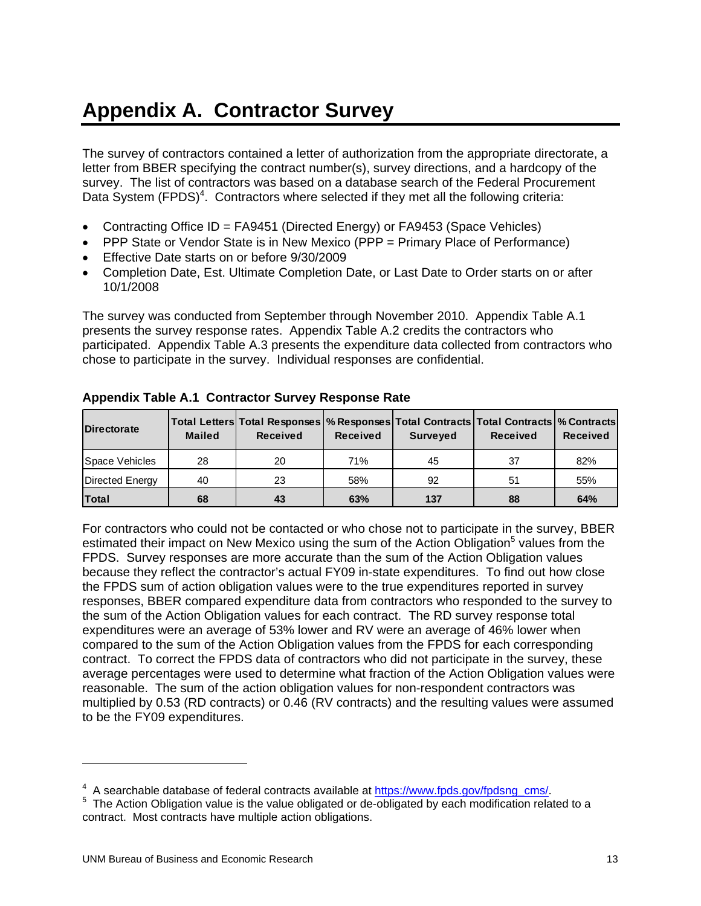# Appendix A. Contractor Survey

The survey of contractors contained a letter of authorization from the appropriate directorate, a letter from BBER specifying the contract number(s), survey directions, and a hardcopy of the survey. The list of contractors was based on a database search of the Federal Procurement Data System (FPDS)[4]. Contractors where selected if they met all the following criteria:

- Contracting Office ID = FA9451 (Directed Energy) or FA9453 (Space Vehicles)
- PPP State or Vendor State is in New Mexico (PPP = Primary Place of Performance)
- Effective Date starts on or before 9/30/2009
- Completion Date, Est. Ultimate Completion Date, or Last Date to Order starts on or after 10/1/2008

The survey was conducted from September through November 2010. Appendix Table A.1 presents the survey response rates. Appendix Table A.2 credits the contractors who participated. Appendix Table A.3 presents the expenditure data collected from contractors who chose to participate in the survey. Individual responses are confidential.

**Appendix Table A.1 Contractor Survey Response Rate**

| Directorate | Total Letters Mailed | Total Responses Received | % Responses Received | Total Contracts Surveyed | Total Contracts Received | % Contracts Received |
|---|---|---|---|---|---|---|
| Space Vehicles | 28 | 20 | 71% | 45 | 37 | 82% |
| Directed Energy | 40 | 23 | 58% | 92 | 51 | 55% |
| **Total** | **68** | **43** | **63%** | **137** | **88** | **64%** |

For contractors who could not be contacted or who chose not to participate in the survey, BBER estimated their impact on New Mexico using the sum of the Action Obligation[5] values from the FPDS. Survey responses are more accurate than the sum of the Action Obligation values because they reflect the contractor's actual FY09 in-state expenditures. To find out how close the FPDS sum of action obligation values were to the true expenditures reported in survey responses, BBER compared expenditure data from contractors who responded to the survey to the sum of the Action Obligation values for each contract. The RD survey response total expenditures were an average of 53% lower and RV were an average of 46% lower when compared to the sum of the Action Obligation values from the FPDS for each corresponding contract. To correct the FPDS data of contractors who did not participate in the survey, these average percentages were used to determine what fraction of the Action Obligation values were reasonable. The sum of the action obligation values for non-respondent contractors was multiplied by 0.53 (RD contracts) or 0.46 (RV contracts) and the resulting values were assumed to be the FY09 expenditures.

---

[4] A searchable database of federal contracts available at https://www.fpds.gov/fpdsng_cms/.

[5] The Action Obligation value is the value obligated or de-obligated by each modification related to a contract. Most contracts have multiple action obligations.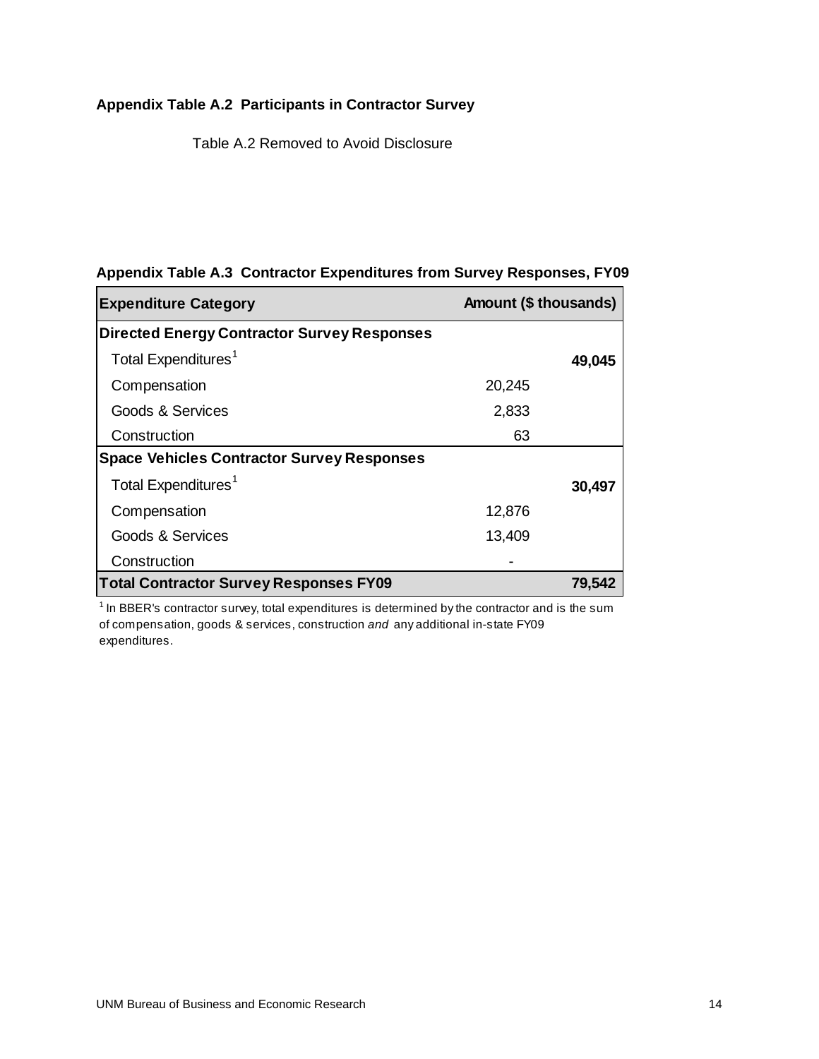**Appendix Table A.2 Participants in Contractor Survey**

Table A.2 Removed to Avoid Disclosure

**Appendix Table A.3 Contractor Expenditures from Survey Responses, FY09**

| Expenditure Category | Amount ($ thousands) | |
|---|---|---|
| **Directed Energy Contractor Survey Responses** | | |
| Total Expenditures[1] | | **49,045** |
| Compensation | 20,245 | |
| Goods & Services | 2,833 | |
| Construction | 63 | |
| **Space Vehicles Contractor Survey Responses** | | |
| Total Expenditures[1] | | **30,497** |
| Compensation | 12,876 | |
| Goods & Services | 13,409 | |
| Construction | - | |
| **Total Contractor Survey Responses FY09** | | **79,542** |

[1] In BBER's contractor survey, total expenditures is determined by the contractor and is the sum of compensation, goods & services, construction *and* any additional in-state FY09 expenditures.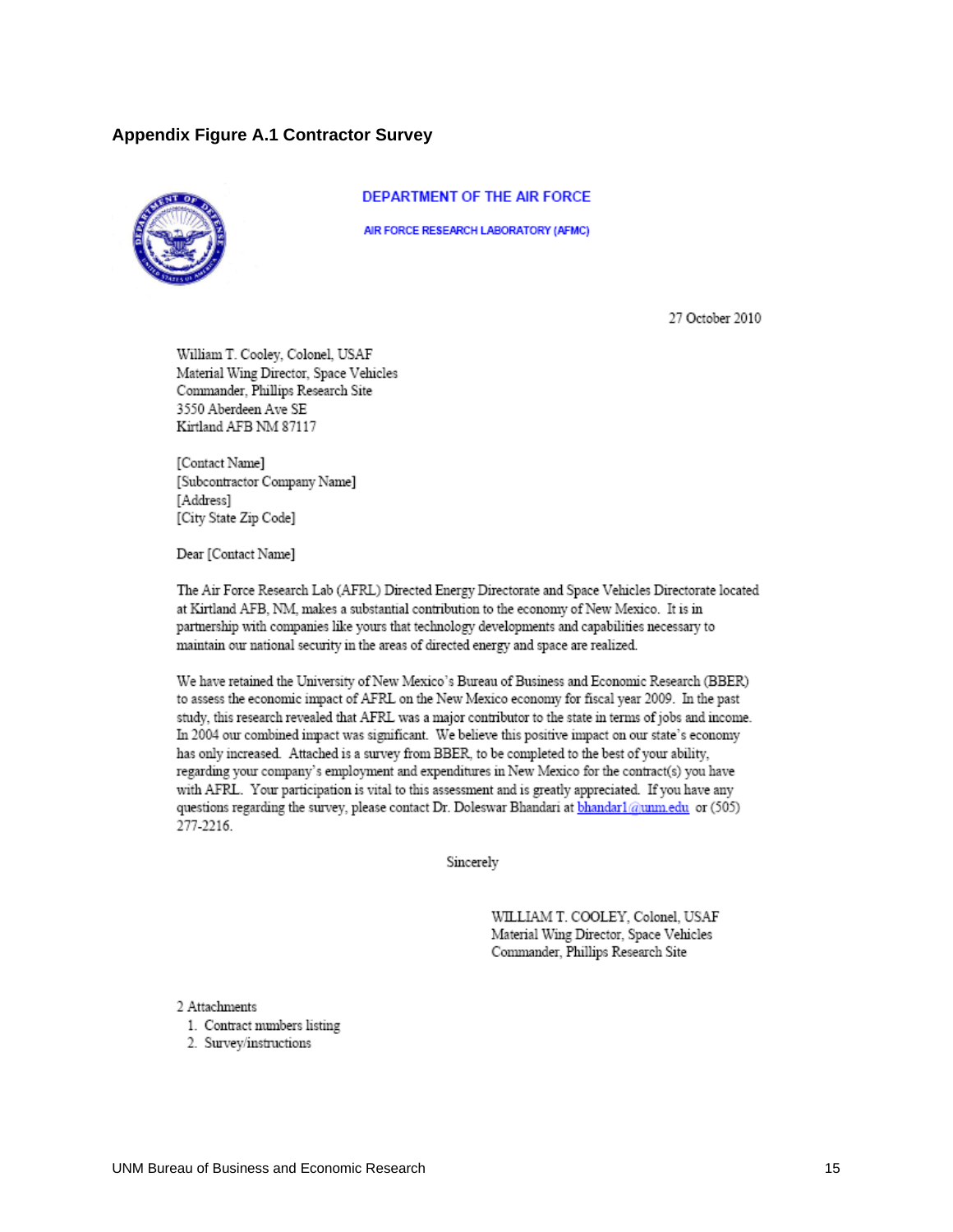### Appendix Figure A.1 Contractor Survey

DEPARTMENT OF THE AIR FORCE

AIR FORCE RESEARCH LABORATORY (AFMC)

27 October 2010

William T. Cooley, Colonel, USAF
Material Wing Director, Space Vehicles
Commander, Phillips Research Site
3550 Aberdeen Ave SE
Kirtland AFB NM 87117

[Contact Name]
[Subcontractor Company Name]
[Address]
[City State Zip Code]

Dear [Contact Name]

The Air Force Research Lab (AFRL) Directed Energy Directorate and Space Vehicles Directorate located at Kirtland AFB, NM, makes a substantial contribution to the economy of New Mexico. It is in partnership with companies like yours that technology developments and capabilities necessary to maintain our national security in the areas of directed energy and space are realized.

We have retained the University of New Mexico's Bureau of Business and Economic Research (BBER) to assess the economic impact of AFRL on the New Mexico economy for fiscal year 2009. In the past study, this research revealed that AFRL was a major contributor to the state in terms of jobs and income. In 2004 our combined impact was significant. We believe this positive impact on our state's economy has only increased. Attached is a survey from BBER, to be completed to the best of your ability, regarding your company's employment and expenditures in New Mexico for the contract(s) you have with AFRL. Your participation is vital to this assessment and is greatly appreciated. If you have any questions regarding the survey, please contact Dr. Doleswar Bhandari at bhandar1@unm.edu or (505) 277-2216.

Sincerely

WILLIAM T. COOLEY, Colonel, USAF
Material Wing Director, Space Vehicles
Commander, Phillips Research Site

2 Attachments

1. Contract numbers listing
2. Survey/instructions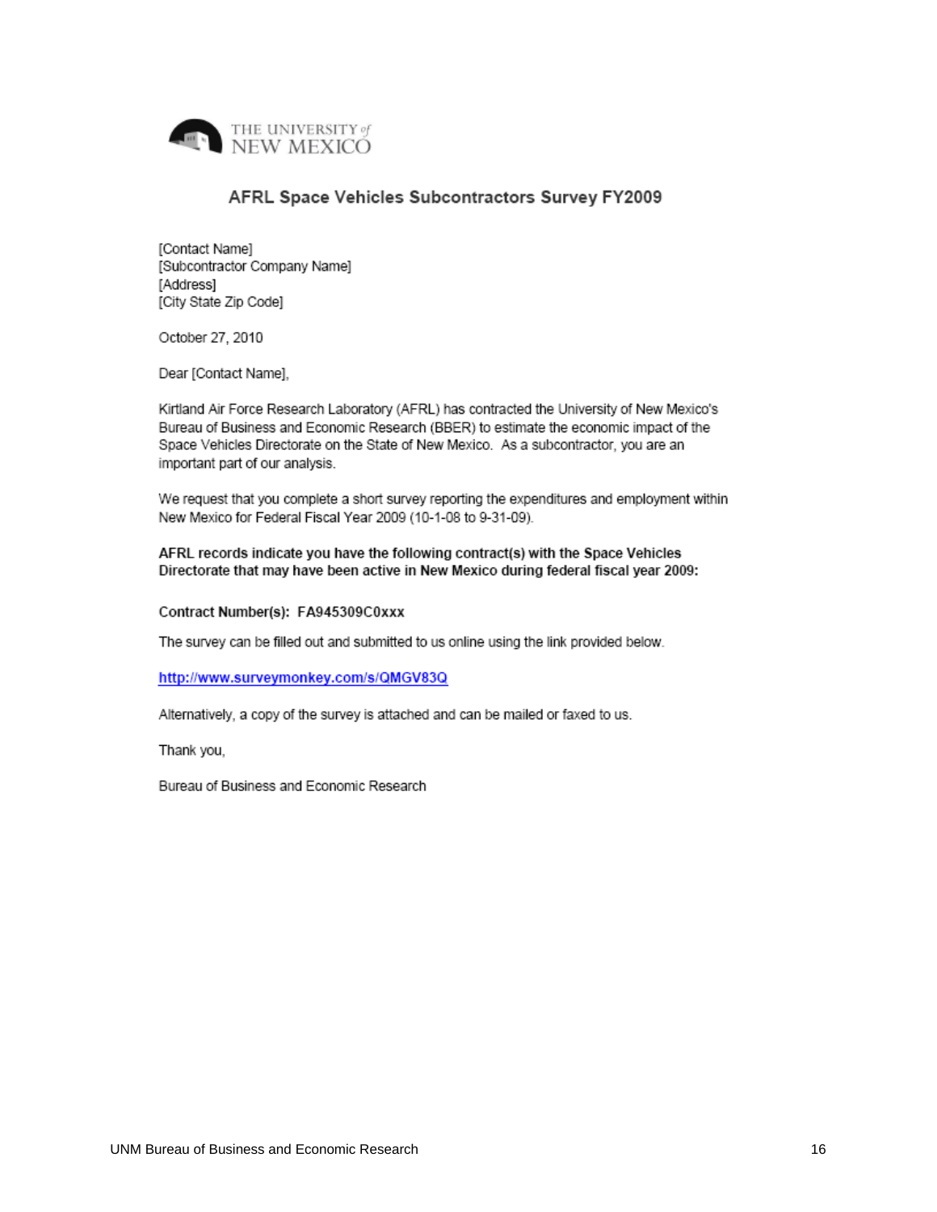THE UNIVERSITY of NEW MEXICO

## AFRL Space Vehicles Subcontractors Survey FY2009

[Contact Name]
[Subcontractor Company Name]
[Address]
[City State Zip Code]

October 27, 2010

Dear [Contact Name],

Kirtland Air Force Research Laboratory (AFRL) has contracted the University of New Mexico's Bureau of Business and Economic Research (BBER) to estimate the economic impact of the Space Vehicles Directorate on the State of New Mexico. As a subcontractor, you are an important part of our analysis.

We request that you complete a short survey reporting the expenditures and employment within New Mexico for Federal Fiscal Year 2009 (10-1-08 to 9-31-09).

**AFRL records indicate you have the following contract(s) with the Space Vehicles Directorate that may have been active in New Mexico during federal fiscal year 2009:**

**Contract Number(s): FA945309C0xxx**

The survey can be filled out and submitted to us online using the link provided below.

http://www.surveymonkey.com/s/QMGV83Q

Alternatively, a copy of the survey is attached and can be mailed or faxed to us.

Thank you,

Bureau of Business and Economic Research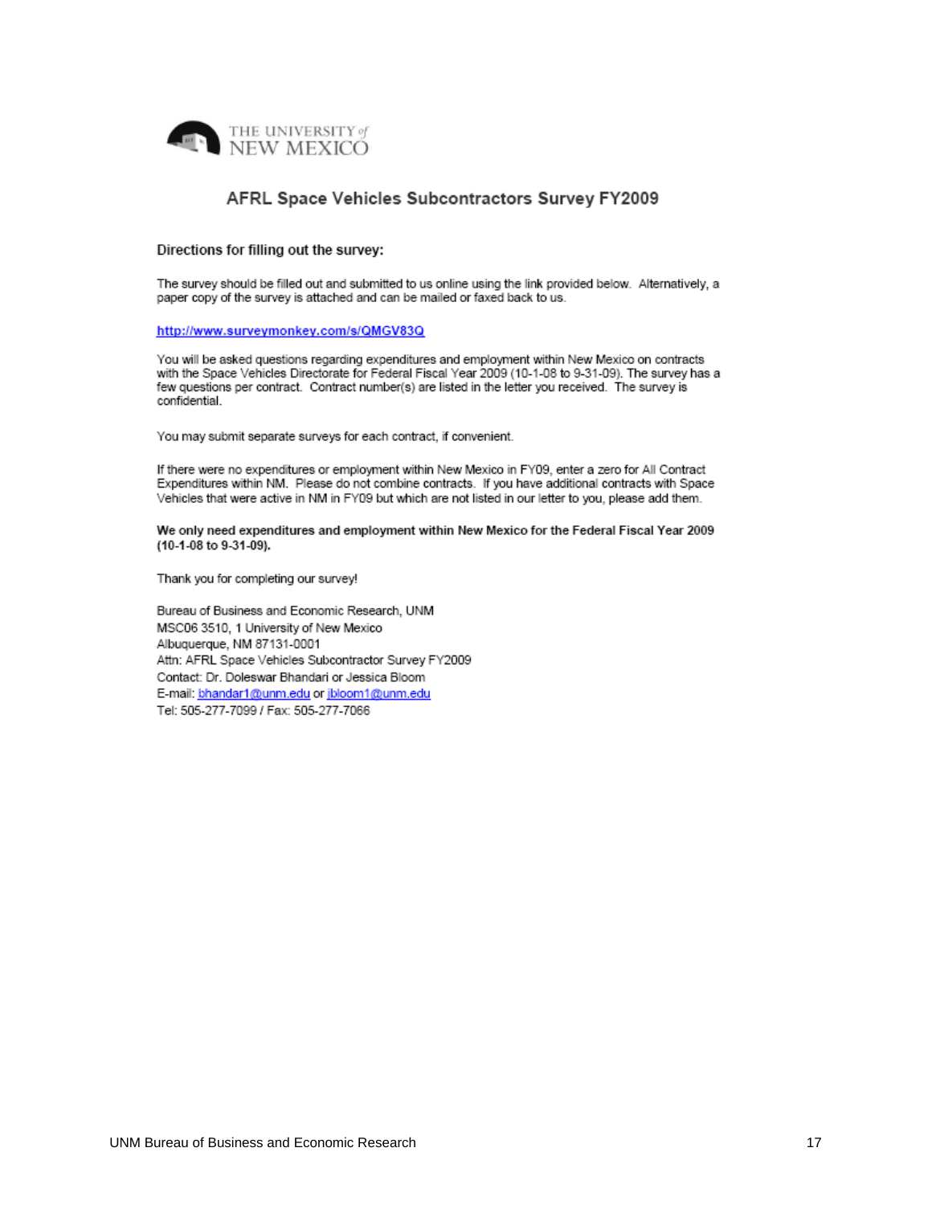THE UNIVERSITY *of* NEW MEXICO

## AFRL Space Vehicles Subcontractors Survey FY2009

**Directions for filling out the survey:**

The survey should be filled out and submitted to us online using the link provided below. Alternatively, a paper copy of the survey is attached and can be mailed or faxed back to us.

http://www.surveymonkey.com/s/QMGV83Q

You will be asked questions regarding expenditures and employment within New Mexico on contracts with the Space Vehicles Directorate for Federal Fiscal Year 2009 (10-1-08 to 9-31-09). The survey has a few questions per contract. Contract number(s) are listed in the letter you received. The survey is confidential.

You may submit separate surveys for each contract, if convenient.

If there were no expenditures or employment within New Mexico in FY09, enter a zero for All Contract Expenditures within NM. Please do not combine contracts. If you have additional contracts with Space Vehicles that were active in NM in FY09 but which are not listed in our letter to you, please add them.

**We only need expenditures and employment within New Mexico for the Federal Fiscal Year 2009 (10-1-08 to 9-31-09).**

Thank you for completing our survey!

Bureau of Business and Economic Research, UNM
MSC06 3510, 1 University of New Mexico
Albuquerque, NM 87131-0001
Attn: AFRL Space Vehicles Subcontractor Survey FY2009
Contact: Dr. Doleswar Bhandari or Jessica Bloom
E-mail: bhandar1@unm.edu or jbloom1@unm.edu
Tel: 505-277-7099 / Fax: 505-277-7066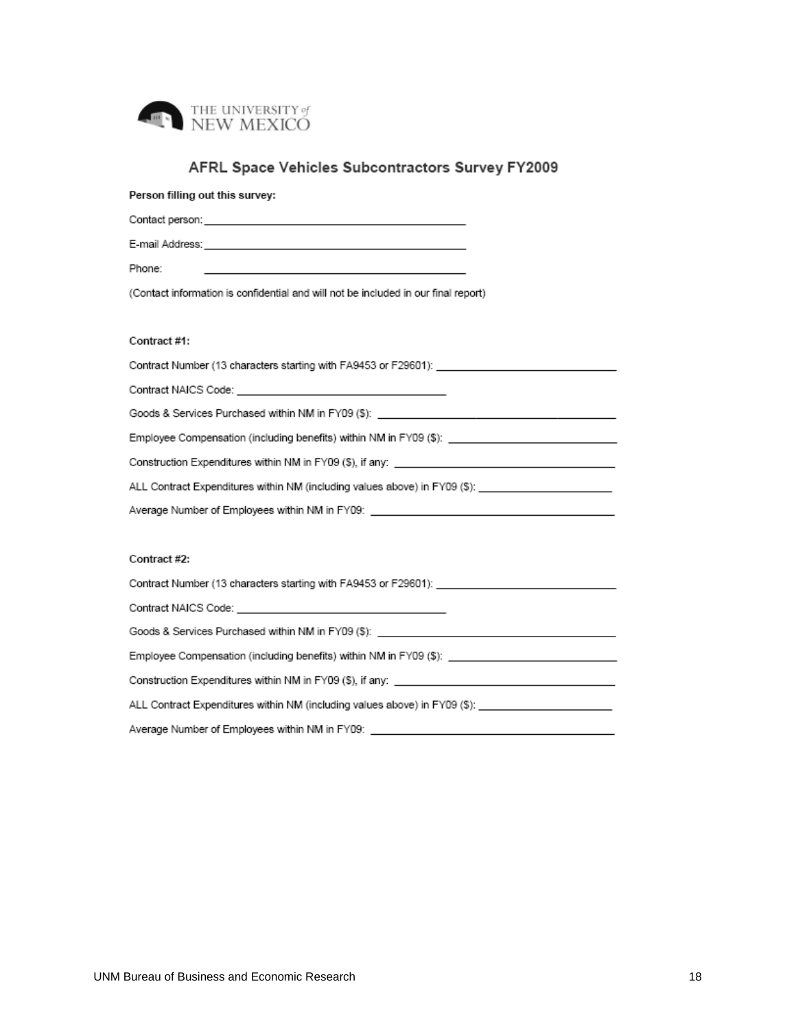THE UNIVERSITY of NEW MEXICO

## AFRL Space Vehicles Subcontractors Survey FY2009

**Person filling out this survey:**

Contact person: ______________________________

E-mail Address: ______________________________

Phone: ______________________________

(Contact information is confidential and will not be included in our final report)

**Contract #1:**

Contract Number (13 characters starting with FA9453 or F29601): ______________________________

Contract NAICS Code: ______________________________

Goods & Services Purchased within NM in FY09 ($): ______________________________

Employee Compensation (including benefits) within NM in FY09 ($): ______________________________

Construction Expenditures within NM in FY09 ($), if any: ______________________________

ALL Contract Expenditures within NM (including values above) in FY09 ($): ______________________________

Average Number of Employees within NM in FY09: ______________________________

**Contract #2:**

Contract Number (13 characters starting with FA9453 or F29601): ______________________________

Contract NAICS Code: ______________________________

Goods & Services Purchased within NM in FY09 ($): ______________________________

Employee Compensation (including benefits) within NM in FY09 ($): ______________________________

Construction Expenditures within NM in FY09 ($), if any: ______________________________

ALL Contract Expenditures within NM (including values above) in FY09 ($): ______________________________

Average Number of Employees within NM in FY09: ______________________________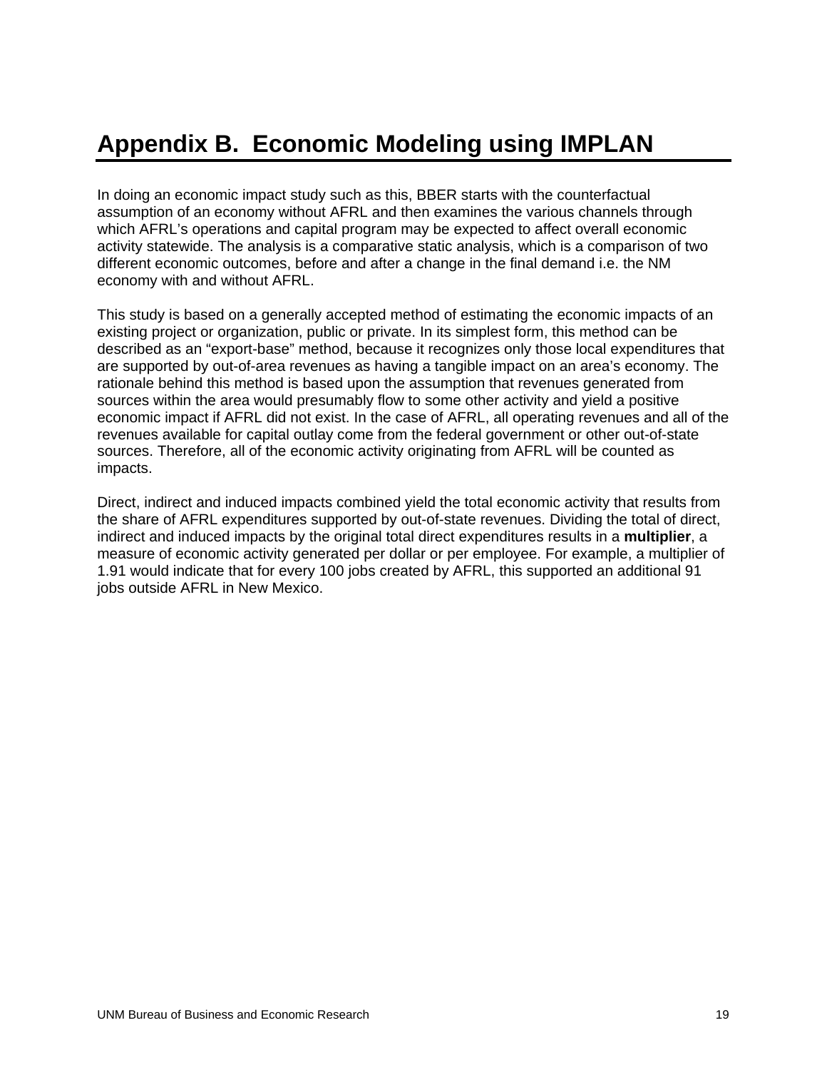# Appendix B. Economic Modeling using IMPLAN

In doing an economic impact study such as this, BBER starts with the counterfactual assumption of an economy without AFRL and then examines the various channels through which AFRL's operations and capital program may be expected to affect overall economic activity statewide. The analysis is a comparative static analysis, which is a comparison of two different economic outcomes, before and after a change in the final demand i.e. the NM economy with and without AFRL.

This study is based on a generally accepted method of estimating the economic impacts of an existing project or organization, public or private. In its simplest form, this method can be described as an "export-base" method, because it recognizes only those local expenditures that are supported by out-of-area revenues as having a tangible impact on an area's economy. The rationale behind this method is based upon the assumption that revenues generated from sources within the area would presumably flow to some other activity and yield a positive economic impact if AFRL did not exist. In the case of AFRL, all operating revenues and all of the revenues available for capital outlay come from the federal government or other out-of-state sources. Therefore, all of the economic activity originating from AFRL will be counted as impacts.

Direct, indirect and induced impacts combined yield the total economic activity that results from the share of AFRL expenditures supported by out-of-state revenues. Dividing the total of direct, indirect and induced impacts by the original total direct expenditures results in a **multiplier**, a measure of economic activity generated per dollar or per employee. For example, a multiplier of 1.91 would indicate that for every 100 jobs created by AFRL, this supported an additional 91 jobs outside AFRL in New Mexico.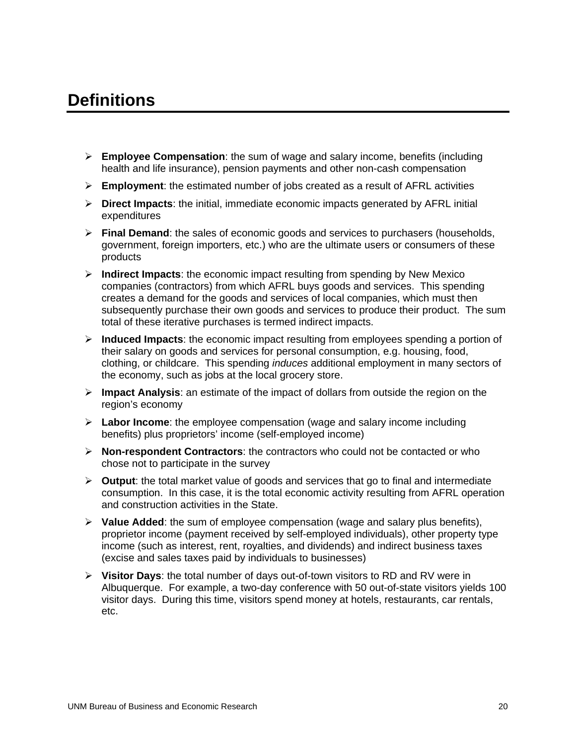# Definitions

- **Employee Compensation**: the sum of wage and salary income, benefits (including health and life insurance), pension payments and other non-cash compensation
- **Employment**: the estimated number of jobs created as a result of AFRL activities
- **Direct Impacts**: the initial, immediate economic impacts generated by AFRL initial expenditures
- **Final Demand**: the sales of economic goods and services to purchasers (households, government, foreign importers, etc.) who are the ultimate users or consumers of these products
- **Indirect Impacts**: the economic impact resulting from spending by New Mexico companies (contractors) from which AFRL buys goods and services. This spending creates a demand for the goods and services of local companies, which must then subsequently purchase their own goods and services to produce their product. The sum total of these iterative purchases is termed indirect impacts.
- **Induced Impacts**: the economic impact resulting from employees spending a portion of their salary on goods and services for personal consumption, e.g. housing, food, clothing, or childcare. This spending *induces* additional employment in many sectors of the economy, such as jobs at the local grocery store.
- **Impact Analysis**: an estimate of the impact of dollars from outside the region on the region's economy
- **Labor Income**: the employee compensation (wage and salary income including benefits) plus proprietors' income (self-employed income)
- **Non-respondent Contractors**: the contractors who could not be contacted or who chose not to participate in the survey
- **Output**: the total market value of goods and services that go to final and intermediate consumption. In this case, it is the total economic activity resulting from AFRL operation and construction activities in the State.
- **Value Added**: the sum of employee compensation (wage and salary plus benefits), proprietor income (payment received by self-employed individuals), other property type income (such as interest, rent, royalties, and dividends) and indirect business taxes (excise and sales taxes paid by individuals to businesses)
- **Visitor Days**: the total number of days out-of-town visitors to RD and RV were in Albuquerque. For example, a two-day conference with 50 out-of-state visitors yields 100 visitor days. During this time, visitors spend money at hotels, restaurants, car rentals, etc.